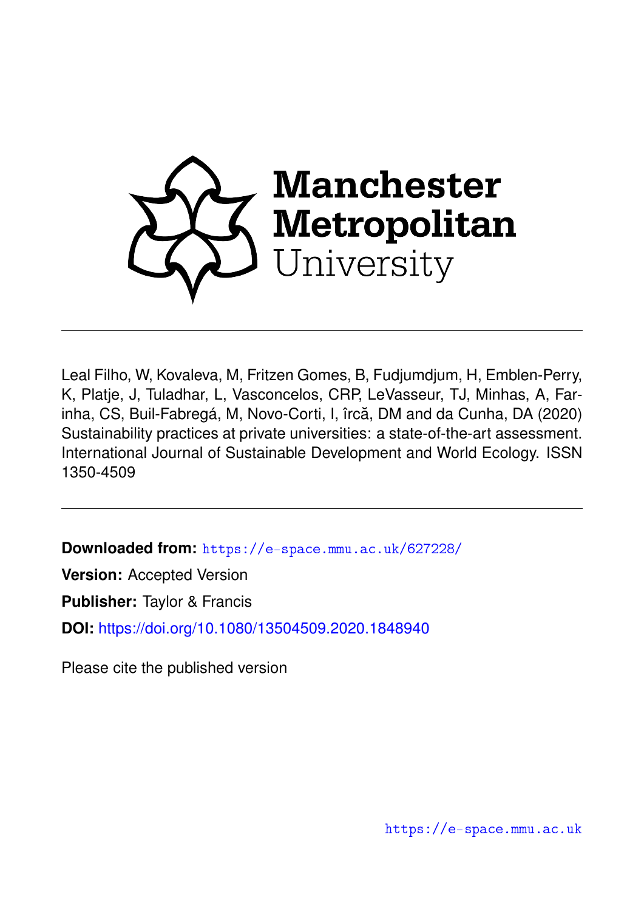Manchester Metropolitan University

Leal Filho, W, Kovaleva, M, Fritzen Gomes, B, Fudjumdjum, H, Emblen-Perry, K, Platje, J, Tuladhar, L, Vasconcelos, CRP, LeVasseur, TJ, Minhas, A, Farinha, CS, Buil-Fabregá, M, Novo-Corti, I, îrcă, DM and da Cunha, DA (2020) Sustainability practices at private universities: a state-of-the-art assessment. International Journal of Sustainable Development and World Ecology. ISSN 1350-4509

**Downloaded from:** https://e-space.mmu.ac.uk/627228/

**Version:** Accepted Version

**Publisher:** Taylor & Francis

**DOI:** https://doi.org/10.1080/13504509.2020.1848940

Please cite the published version

https://e-space.mmu.ac.uk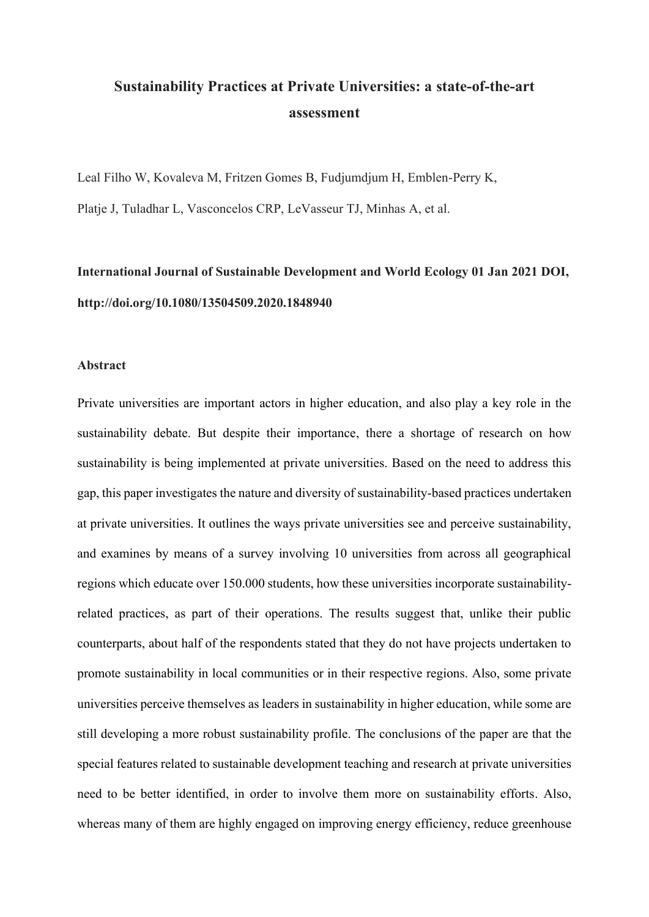# Sustainability Practices at Private Universities: a state-of-the-art assessment

Leal Filho W, Kovaleva M, Fritzen Gomes B, Fudjumdjum H, Emblen-Perry K, Platje J, Tuladhar L, Vasconcelos CRP, LeVasseur TJ, Minhas A, et al.

**International Journal of Sustainable Development and World Ecology 01 Jan 2021 DOI, http://doi.org/10.1080/13504509.2020.1848940**

**Abstract**

Private universities are important actors in higher education, and also play a key role in the sustainability debate. But despite their importance, there a shortage of research on how sustainability is being implemented at private universities. Based on the need to address this gap, this paper investigates the nature and diversity of sustainability-based practices undertaken at private universities. It outlines the ways private universities see and perceive sustainability, and examines by means of a survey involving 10 universities from across all geographical regions which educate over 150.000 students, how these universities incorporate sustainability-related practices, as part of their operations. The results suggest that, unlike their public counterparts, about half of the respondents stated that they do not have projects undertaken to promote sustainability in local communities or in their respective regions. Also, some private universities perceive themselves as leaders in sustainability in higher education, while some are still developing a more robust sustainability profile. The conclusions of the paper are that the special features related to sustainable development teaching and research at private universities need to be better identified, in order to involve them more on sustainability efforts. Also, whereas many of them are highly engaged on improving energy efficiency, reduce greenhouse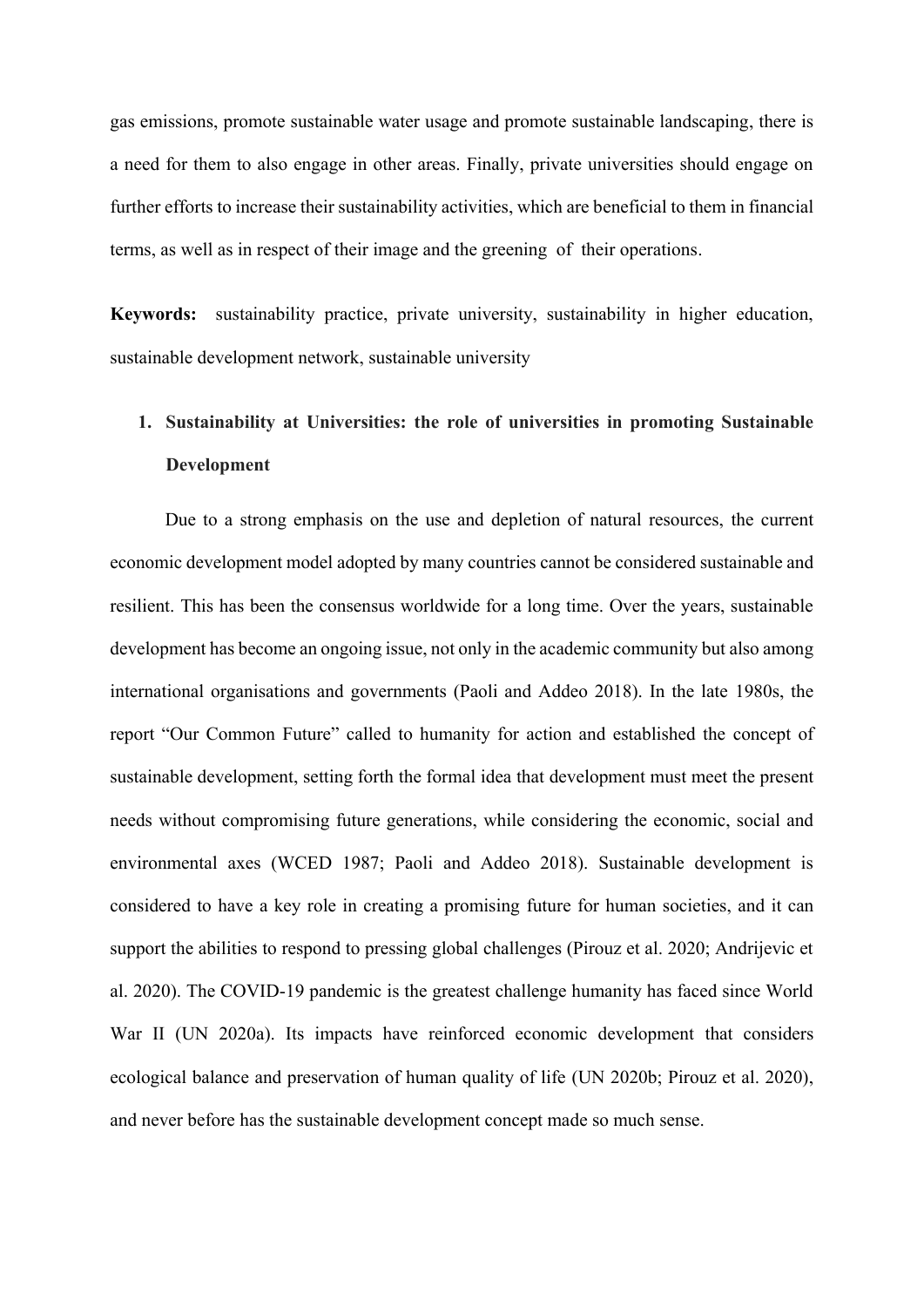gas emissions, promote sustainable water usage and promote sustainable landscaping, there is a need for them to also engage in other areas. Finally, private universities should engage on further efforts to increase their sustainability activities, which are beneficial to them in financial terms, as well as in respect of their image and the greening of their operations.

**Keywords:** sustainability practice, private university, sustainability in higher education, sustainable development network, sustainable university

## 1. Sustainability at Universities: the role of universities in promoting Sustainable Development

Due to a strong emphasis on the use and depletion of natural resources, the current economic development model adopted by many countries cannot be considered sustainable and resilient. This has been the consensus worldwide for a long time. Over the years, sustainable development has become an ongoing issue, not only in the academic community but also among international organisations and governments (Paoli and Addeo 2018). In the late 1980s, the report "Our Common Future" called to humanity for action and established the concept of sustainable development, setting forth the formal idea that development must meet the present needs without compromising future generations, while considering the economic, social and environmental axes (WCED 1987; Paoli and Addeo 2018). Sustainable development is considered to have a key role in creating a promising future for human societies, and it can support the abilities to respond to pressing global challenges (Pirouz et al. 2020; Andrijevic et al. 2020). The COVID-19 pandemic is the greatest challenge humanity has faced since World War II (UN 2020a). Its impacts have reinforced economic development that considers ecological balance and preservation of human quality of life (UN 2020b; Pirouz et al. 2020), and never before has the sustainable development concept made so much sense.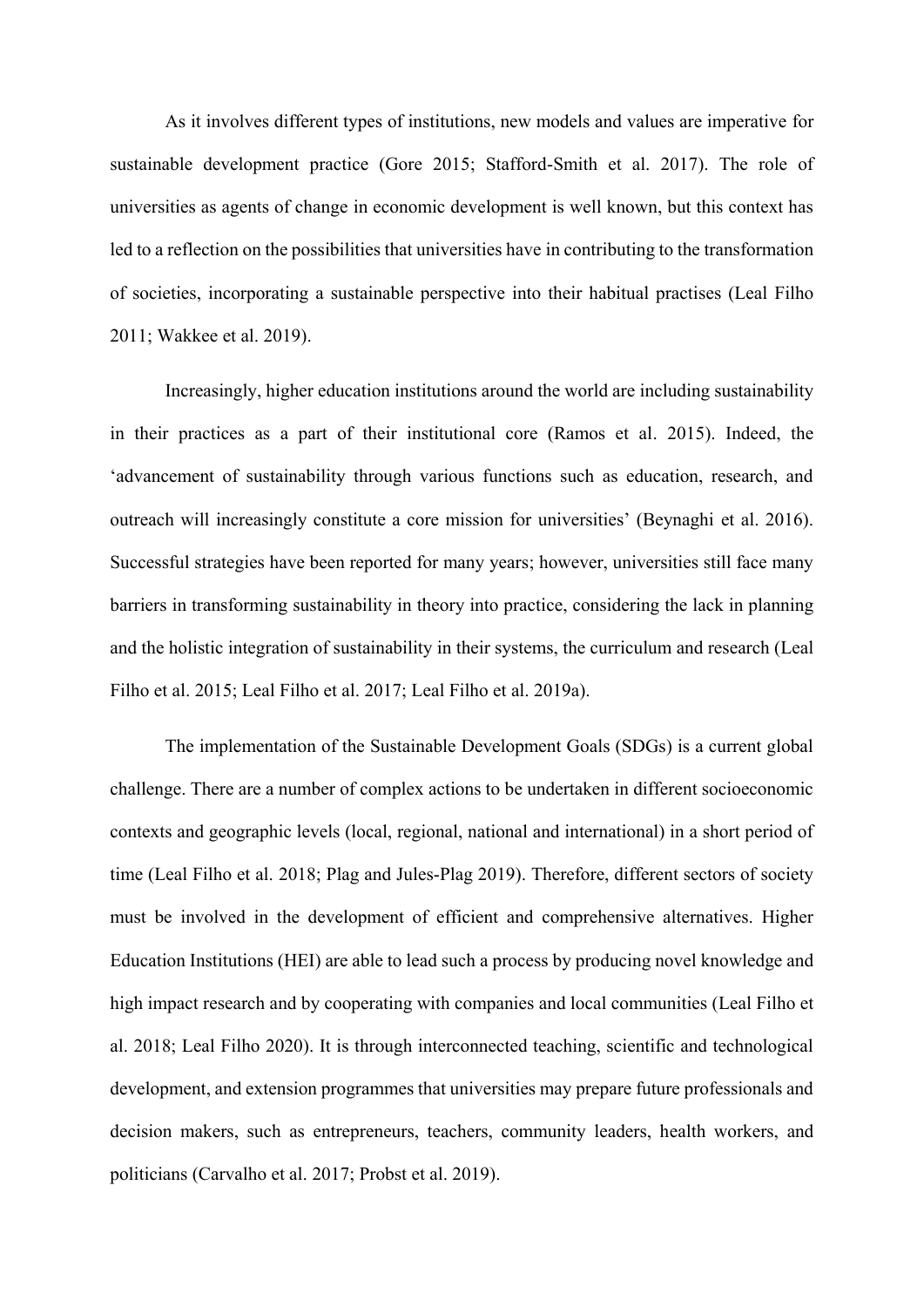As it involves different types of institutions, new models and values are imperative for sustainable development practice (Gore 2015; Stafford-Smith et al. 2017). The role of universities as agents of change in economic development is well known, but this context has led to a reflection on the possibilities that universities have in contributing to the transformation of societies, incorporating a sustainable perspective into their habitual practises (Leal Filho 2011; Wakkee et al. 2019).

Increasingly, higher education institutions around the world are including sustainability in their practices as a part of their institutional core (Ramos et al. 2015). Indeed, the 'advancement of sustainability through various functions such as education, research, and outreach will increasingly constitute a core mission for universities' (Beynaghi et al. 2016). Successful strategies have been reported for many years; however, universities still face many barriers in transforming sustainability in theory into practice, considering the lack in planning and the holistic integration of sustainability in their systems, the curriculum and research (Leal Filho et al. 2015; Leal Filho et al. 2017; Leal Filho et al. 2019a).

The implementation of the Sustainable Development Goals (SDGs) is a current global challenge. There are a number of complex actions to be undertaken in different socioeconomic contexts and geographic levels (local, regional, national and international) in a short period of time (Leal Filho et al. 2018; Plag and Jules-Plag 2019). Therefore, different sectors of society must be involved in the development of efficient and comprehensive alternatives. Higher Education Institutions (HEI) are able to lead such a process by producing novel knowledge and high impact research and by cooperating with companies and local communities (Leal Filho et al. 2018; Leal Filho 2020). It is through interconnected teaching, scientific and technological development, and extension programmes that universities may prepare future professionals and decision makers, such as entrepreneurs, teachers, community leaders, health workers, and politicians (Carvalho et al. 2017; Probst et al. 2019).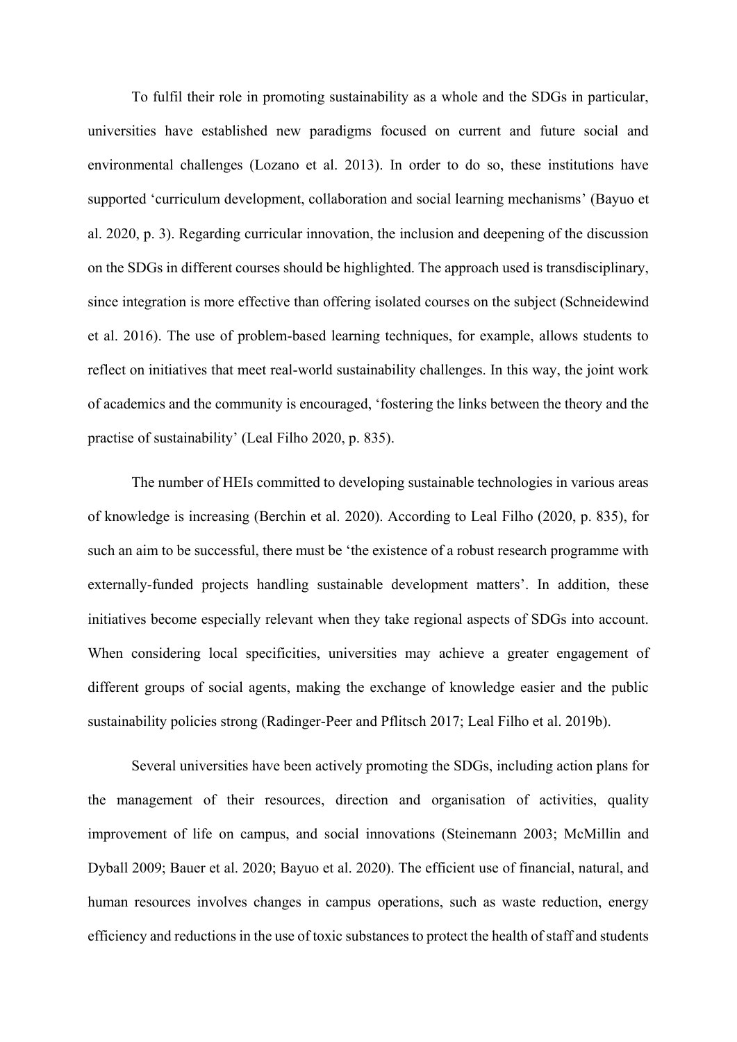To fulfil their role in promoting sustainability as a whole and the SDGs in particular, universities have established new paradigms focused on current and future social and environmental challenges (Lozano et al. 2013). In order to do so, these institutions have supported 'curriculum development, collaboration and social learning mechanisms' (Bayuo et al. 2020, p. 3). Regarding curricular innovation, the inclusion and deepening of the discussion on the SDGs in different courses should be highlighted. The approach used is transdisciplinary, since integration is more effective than offering isolated courses on the subject (Schneidewind et al. 2016). The use of problem-based learning techniques, for example, allows students to reflect on initiatives that meet real-world sustainability challenges. In this way, the joint work of academics and the community is encouraged, 'fostering the links between the theory and the practise of sustainability' (Leal Filho 2020, p. 835).

The number of HEIs committed to developing sustainable technologies in various areas of knowledge is increasing (Berchin et al. 2020). According to Leal Filho (2020, p. 835), for such an aim to be successful, there must be 'the existence of a robust research programme with externally-funded projects handling sustainable development matters'. In addition, these initiatives become especially relevant when they take regional aspects of SDGs into account. When considering local specificities, universities may achieve a greater engagement of different groups of social agents, making the exchange of knowledge easier and the public sustainability policies strong (Radinger-Peer and Pflitsch 2017; Leal Filho et al. 2019b).

Several universities have been actively promoting the SDGs, including action plans for the management of their resources, direction and organisation of activities, quality improvement of life on campus, and social innovations (Steinemann 2003; McMillin and Dyball 2009; Bauer et al. 2020; Bayuo et al. 2020). The efficient use of financial, natural, and human resources involves changes in campus operations, such as waste reduction, energy efficiency and reductions in the use of toxic substances to protect the health of staff and students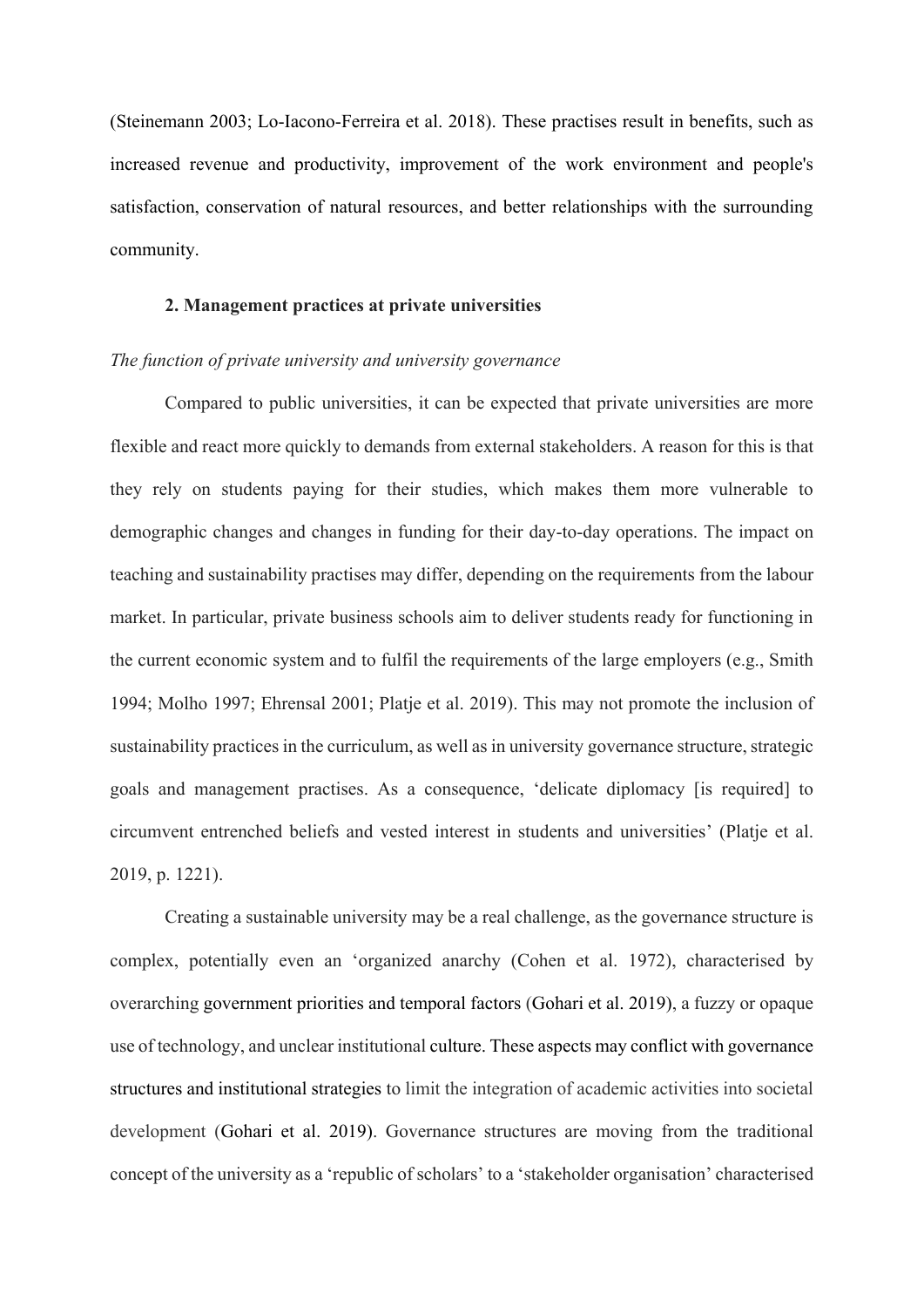(Steinemann 2003; Lo-Iacono-Ferreira et al. 2018). These practises result in benefits, such as increased revenue and productivity, improvement of the work environment and people's satisfaction, conservation of natural resources, and better relationships with the surrounding community.

## 2. Management practices at private universities

*The function of private university and university governance*

Compared to public universities, it can be expected that private universities are more flexible and react more quickly to demands from external stakeholders. A reason for this is that they rely on students paying for their studies, which makes them more vulnerable to demographic changes and changes in funding for their day-to-day operations. The impact on teaching and sustainability practises may differ, depending on the requirements from the labour market. In particular, private business schools aim to deliver students ready for functioning in the current economic system and to fulfil the requirements of the large employers (e.g., Smith 1994; Molho 1997; Ehrensal 2001; Platje et al. 2019). This may not promote the inclusion of sustainability practices in the curriculum, as well as in university governance structure, strategic goals and management practises. As a consequence, 'delicate diplomacy [is required] to circumvent entrenched beliefs and vested interest in students and universities' (Platje et al. 2019, p. 1221).

Creating a sustainable university may be a real challenge, as the governance structure is complex, potentially even an 'organized anarchy (Cohen et al. 1972), characterised by overarching government priorities and temporal factors (Gohari et al. 2019), a fuzzy or opaque use of technology, and unclear institutional culture. These aspects may conflict with governance structures and institutional strategies to limit the integration of academic activities into societal development (Gohari et al. 2019). Governance structures are moving from the traditional concept of the university as a 'republic of scholars' to a 'stakeholder organisation' characterised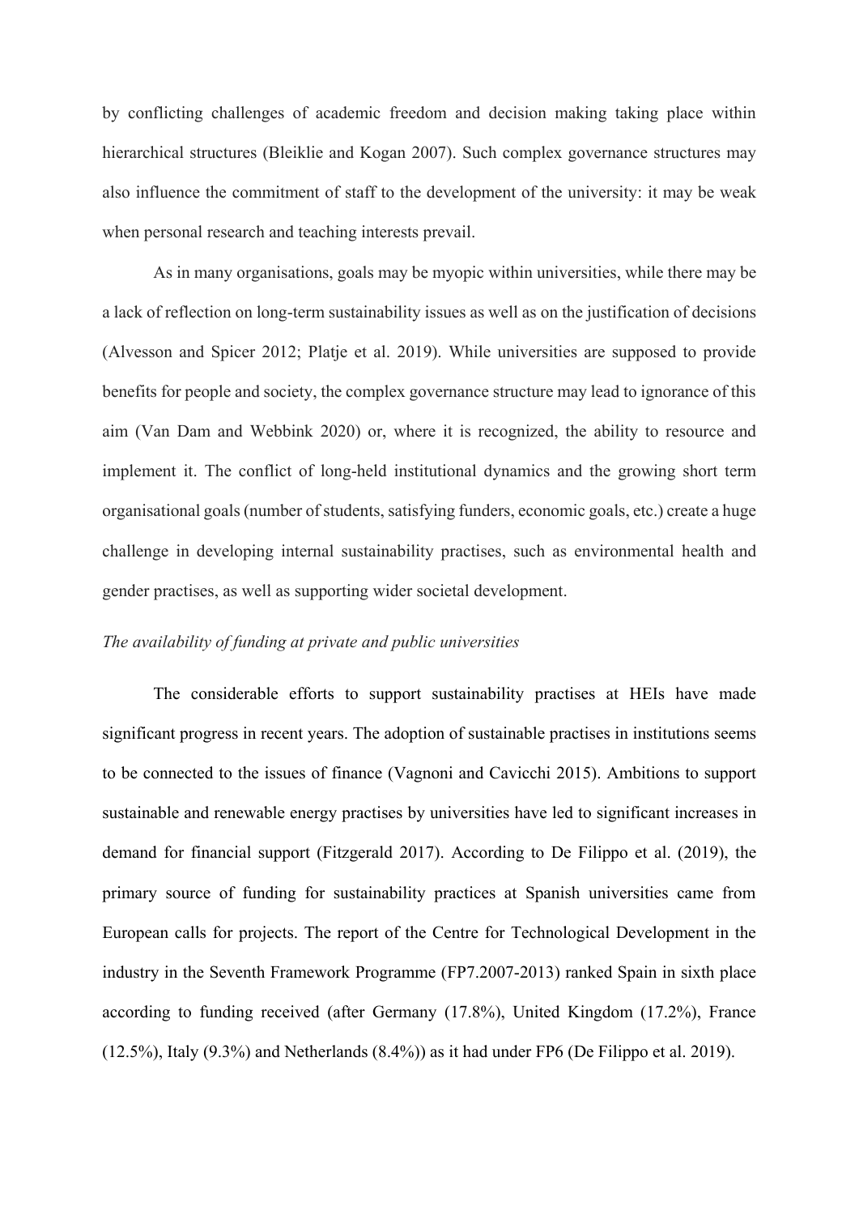by conflicting challenges of academic freedom and decision making taking place within hierarchical structures (Bleiklie and Kogan 2007). Such complex governance structures may also influence the commitment of staff to the development of the university: it may be weak when personal research and teaching interests prevail.

As in many organisations, goals may be myopic within universities, while there may be a lack of reflection on long-term sustainability issues as well as on the justification of decisions (Alvesson and Spicer 2012; Platje et al. 2019). While universities are supposed to provide benefits for people and society, the complex governance structure may lead to ignorance of this aim (Van Dam and Webbink 2020) or, where it is recognized, the ability to resource and implement it. The conflict of long-held institutional dynamics and the growing short term organisational goals (number of students, satisfying funders, economic goals, etc.) create a huge challenge in developing internal sustainability practises, such as environmental health and gender practises, as well as supporting wider societal development.

*The availability of funding at private and public universities*

The considerable efforts to support sustainability practises at HEIs have made significant progress in recent years. The adoption of sustainable practises in institutions seems to be connected to the issues of finance (Vagnoni and Cavicchi 2015). Ambitions to support sustainable and renewable energy practises by universities have led to significant increases in demand for financial support (Fitzgerald 2017). According to De Filippo et al. (2019), the primary source of funding for sustainability practices at Spanish universities came from European calls for projects. The report of the Centre for Technological Development in the industry in the Seventh Framework Programme (FP7.2007-2013) ranked Spain in sixth place according to funding received (after Germany (17.8%), United Kingdom (17.2%), France (12.5%), Italy (9.3%) and Netherlands (8.4%)) as it had under FP6 (De Filippo et al. 2019).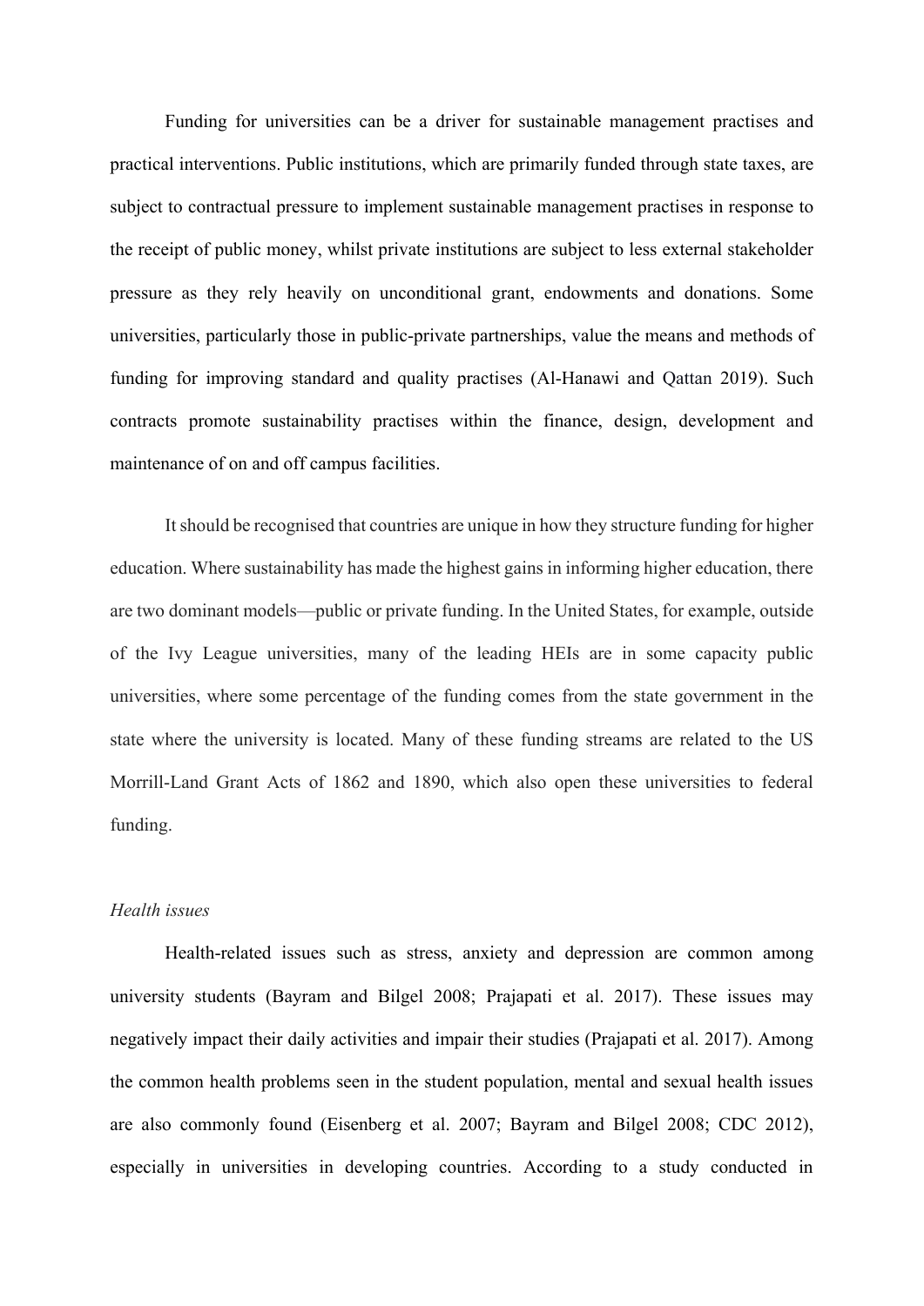Funding for universities can be a driver for sustainable management practises and practical interventions. Public institutions, which are primarily funded through state taxes, are subject to contractual pressure to implement sustainable management practises in response to the receipt of public money, whilst private institutions are subject to less external stakeholder pressure as they rely heavily on unconditional grant, endowments and donations. Some universities, particularly those in public-private partnerships, value the means and methods of funding for improving standard and quality practises (Al-Hanawi and Qattan 2019). Such contracts promote sustainability practises within the finance, design, development and maintenance of on and off campus facilities.

It should be recognised that countries are unique in how they structure funding for higher education. Where sustainability has made the highest gains in informing higher education, there are two dominant models—public or private funding. In the United States, for example, outside of the Ivy League universities, many of the leading HEIs are in some capacity public universities, where some percentage of the funding comes from the state government in the state where the university is located. Many of these funding streams are related to the US Morrill-Land Grant Acts of 1862 and 1890, which also open these universities to federal funding.

*Health issues*

Health-related issues such as stress, anxiety and depression are common among university students (Bayram and Bilgel 2008; Prajapati et al. 2017). These issues may negatively impact their daily activities and impair their studies (Prajapati et al. 2017). Among the common health problems seen in the student population, mental and sexual health issues are also commonly found (Eisenberg et al. 2007; Bayram and Bilgel 2008; CDC 2012), especially in universities in developing countries. According to a study conducted in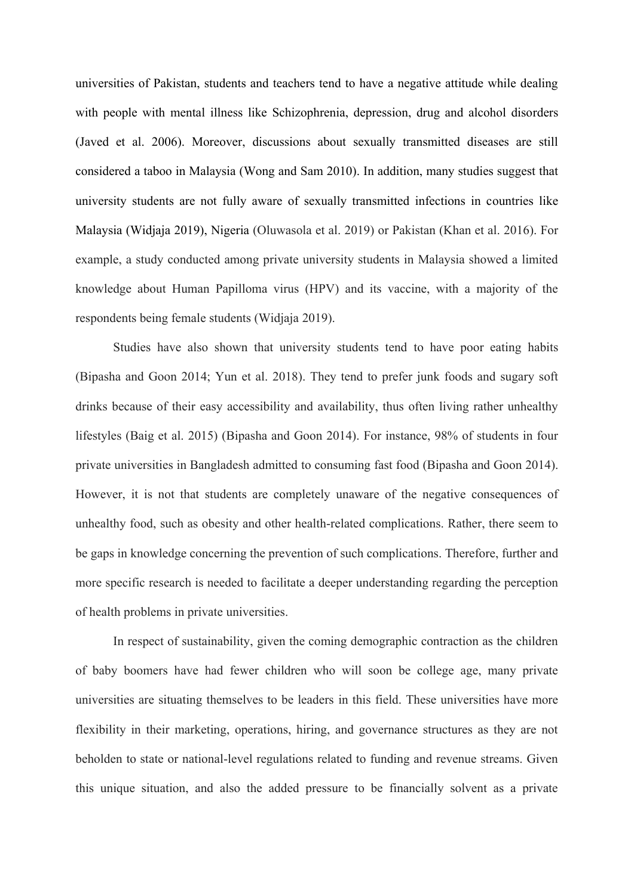universities of Pakistan, students and teachers tend to have a negative attitude while dealing with people with mental illness like Schizophrenia, depression, drug and alcohol disorders (Javed et al. 2006). Moreover, discussions about sexually transmitted diseases are still considered a taboo in Malaysia (Wong and Sam 2010). In addition, many studies suggest that university students are not fully aware of sexually transmitted infections in countries like Malaysia (Widjaja 2019), Nigeria (Oluwasola et al. 2019) or Pakistan (Khan et al. 2016). For example, a study conducted among private university students in Malaysia showed a limited knowledge about Human Papilloma virus (HPV) and its vaccine, with a majority of the respondents being female students (Widjaja 2019).

Studies have also shown that university students tend to have poor eating habits (Bipasha and Goon 2014; Yun et al. 2018). They tend to prefer junk foods and sugary soft drinks because of their easy accessibility and availability, thus often living rather unhealthy lifestyles (Baig et al. 2015) (Bipasha and Goon 2014). For instance, 98% of students in four private universities in Bangladesh admitted to consuming fast food (Bipasha and Goon 2014). However, it is not that students are completely unaware of the negative consequences of unhealthy food, such as obesity and other health-related complications. Rather, there seem to be gaps in knowledge concerning the prevention of such complications. Therefore, further and more specific research is needed to facilitate a deeper understanding regarding the perception of health problems in private universities.

In respect of sustainability, given the coming demographic contraction as the children of baby boomers have had fewer children who will soon be college age, many private universities are situating themselves to be leaders in this field. These universities have more flexibility in their marketing, operations, hiring, and governance structures as they are not beholden to state or national-level regulations related to funding and revenue streams. Given this unique situation, and also the added pressure to be financially solvent as a private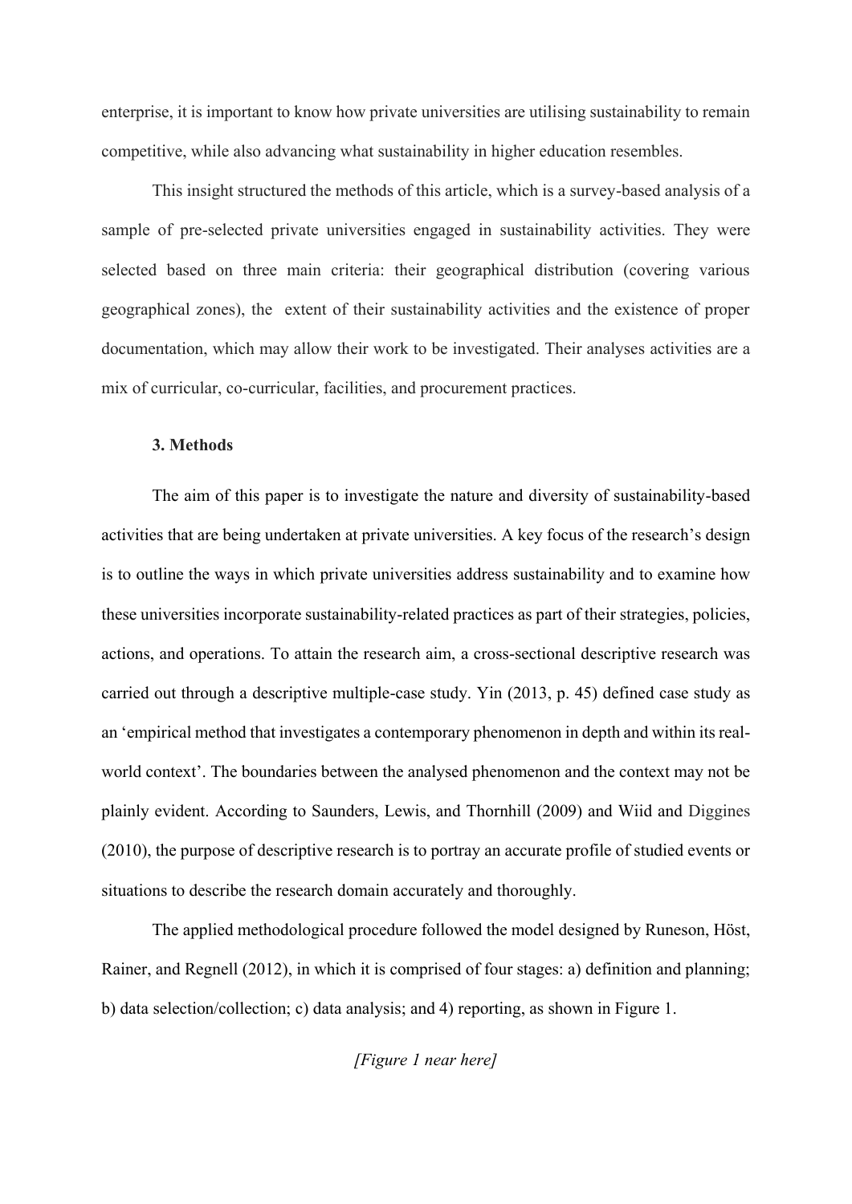enterprise, it is important to know how private universities are utilising sustainability to remain competitive, while also advancing what sustainability in higher education resembles.

This insight structured the methods of this article, which is a survey-based analysis of a sample of pre-selected private universities engaged in sustainability activities. They were selected based on three main criteria: their geographical distribution (covering various geographical zones), the extent of their sustainability activities and the existence of proper documentation, which may allow their work to be investigated. Their analyses activities are a mix of curricular, co-curricular, facilities, and procurement practices.

## 3. Methods

The aim of this paper is to investigate the nature and diversity of sustainability-based activities that are being undertaken at private universities. A key focus of the research's design is to outline the ways in which private universities address sustainability and to examine how these universities incorporate sustainability-related practices as part of their strategies, policies, actions, and operations. To attain the research aim, a cross-sectional descriptive research was carried out through a descriptive multiple-case study. Yin (2013, p. 45) defined case study as an 'empirical method that investigates a contemporary phenomenon in depth and within its real-world context'. The boundaries between the analysed phenomenon and the context may not be plainly evident. According to Saunders, Lewis, and Thornhill (2009) and Wiid and Diggines (2010), the purpose of descriptive research is to portray an accurate profile of studied events or situations to describe the research domain accurately and thoroughly.

The applied methodological procedure followed the model designed by Runeson, Höst, Rainer, and Regnell (2012), in which it is comprised of four stages: a) definition and planning; b) data selection/collection; c) data analysis; and 4) reporting, as shown in Figure 1.

*[Figure 1 near here]*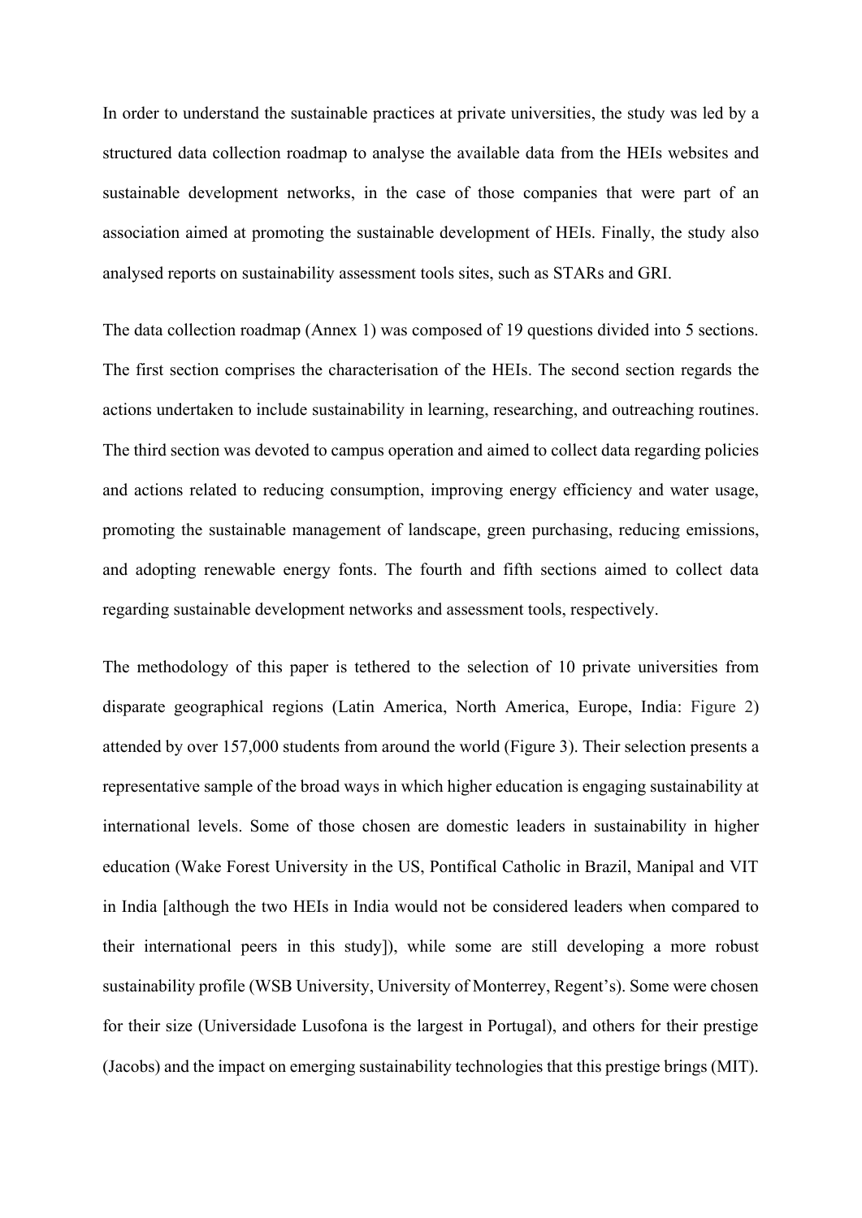In order to understand the sustainable practices at private universities, the study was led by a structured data collection roadmap to analyse the available data from the HEIs websites and sustainable development networks, in the case of those companies that were part of an association aimed at promoting the sustainable development of HEIs. Finally, the study also analysed reports on sustainability assessment tools sites, such as STARs and GRI.

The data collection roadmap (Annex 1) was composed of 19 questions divided into 5 sections. The first section comprises the characterisation of the HEIs. The second section regards the actions undertaken to include sustainability in learning, researching, and outreaching routines. The third section was devoted to campus operation and aimed to collect data regarding policies and actions related to reducing consumption, improving energy efficiency and water usage, promoting the sustainable management of landscape, green purchasing, reducing emissions, and adopting renewable energy fonts. The fourth and fifth sections aimed to collect data regarding sustainable development networks and assessment tools, respectively.

The methodology of this paper is tethered to the selection of 10 private universities from disparate geographical regions (Latin America, North America, Europe, India: Figure 2) attended by over 157,000 students from around the world (Figure 3). Their selection presents a representative sample of the broad ways in which higher education is engaging sustainability at international levels. Some of those chosen are domestic leaders in sustainability in higher education (Wake Forest University in the US, Pontifical Catholic in Brazil, Manipal and VIT in India [although the two HEIs in India would not be considered leaders when compared to their international peers in this study]), while some are still developing a more robust sustainability profile (WSB University, University of Monterrey, Regent's). Some were chosen for their size (Universidade Lusofona is the largest in Portugal), and others for their prestige (Jacobs) and the impact on emerging sustainability technologies that this prestige brings (MIT).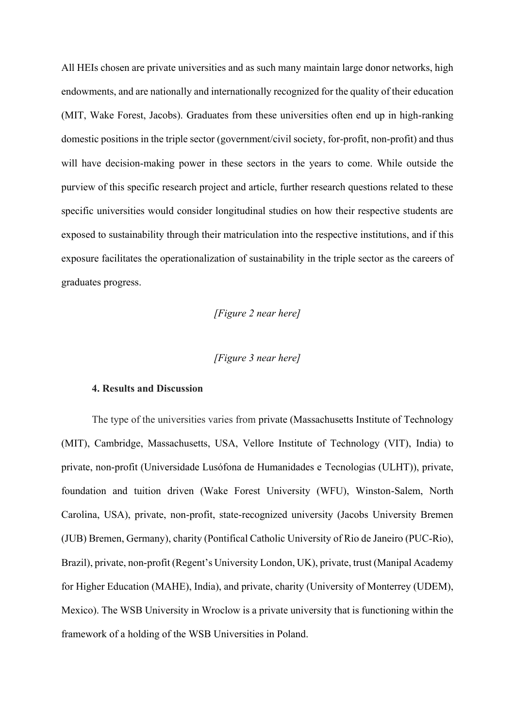All HEIs chosen are private universities and as such many maintain large donor networks, high endowments, and are nationally and internationally recognized for the quality of their education (MIT, Wake Forest, Jacobs). Graduates from these universities often end up in high-ranking domestic positions in the triple sector (government/civil society, for-profit, non-profit) and thus will have decision-making power in these sectors in the years to come. While outside the purview of this specific research project and article, further research questions related to these specific universities would consider longitudinal studies on how their respective students are exposed to sustainability through their matriculation into the respective institutions, and if this exposure facilitates the operationalization of sustainability in the triple sector as the careers of graduates progress.

*[Figure 2 near here]*

*[Figure 3 near here]*

## 4. Results and Discussion

The type of the universities varies from private (Massachusetts Institute of Technology (MIT), Cambridge, Massachusetts, USA, Vellore Institute of Technology (VIT), India) to private, non-profit (Universidade Lusófona de Humanidades e Tecnologias (ULHT)), private, foundation and tuition driven (Wake Forest University (WFU), Winston-Salem, North Carolina, USA), private, non-profit, state-recognized university (Jacobs University Bremen (JUB) Bremen, Germany), charity (Pontifical Catholic University of Rio de Janeiro (PUC-Rio), Brazil), private, non-profit (Regent's University London, UK), private, trust (Manipal Academy for Higher Education (MAHE), India), and private, charity (University of Monterrey (UDEM), Mexico). The WSB University in Wroclow is a private university that is functioning within the framework of a holding of the WSB Universities in Poland.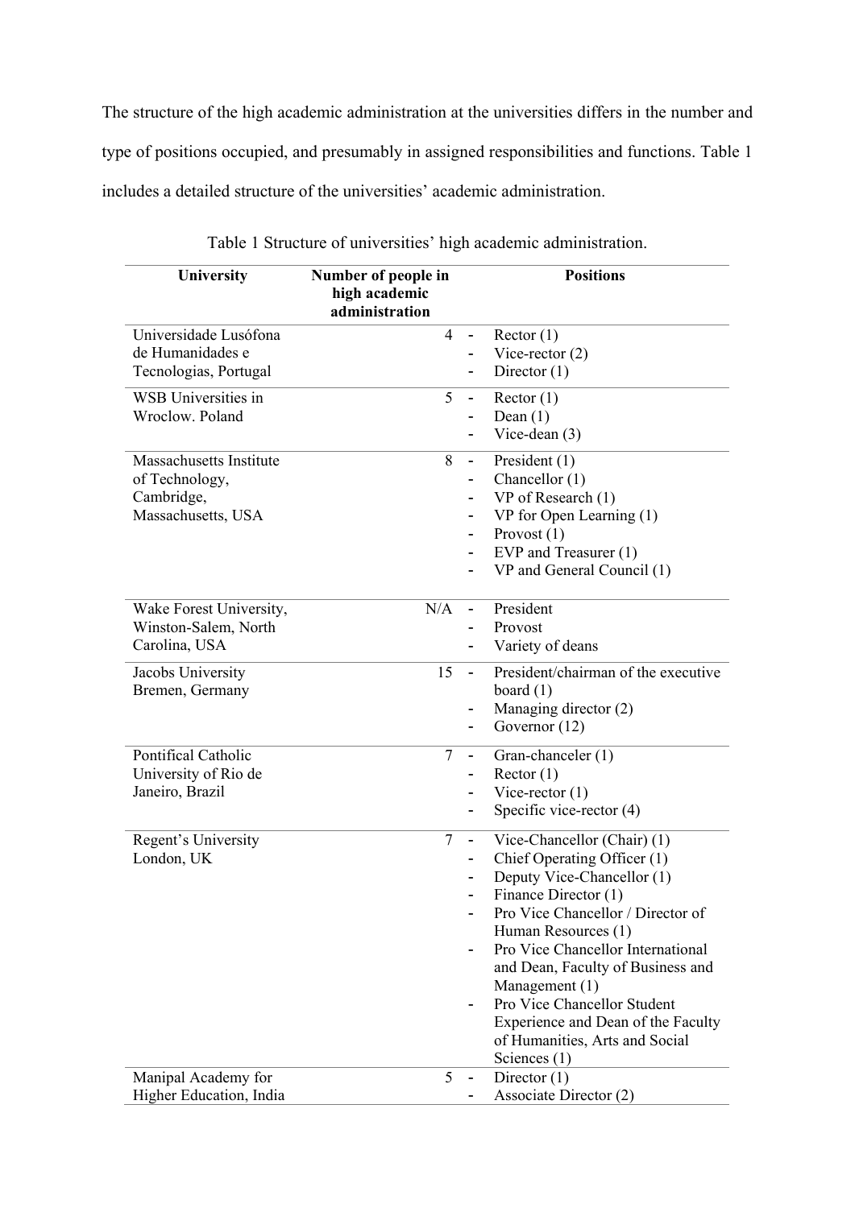The structure of the high academic administration at the universities differs in the number and type of positions occupied, and presumably in assigned responsibilities and functions. Table 1 includes a detailed structure of the universities' academic administration.

Table 1 Structure of universities' high academic administration.

| University | Number of people in high academic administration | Positions |
|---|---|---|
| Universidade Lusófona de Humanidades e Tecnologias, Portugal | 4 | - Rector (1)<br>- Vice-rector (2)<br>- Director (1) |
| WSB Universities in Wroclow. Poland | 5 | - Rector (1)<br>- Dean (1)<br>- Vice-dean (3) |
| Massachusetts Institute of Technology, Cambridge, Massachusetts, USA | 8 | - President (1)<br>- Chancellor (1)<br>- VP of Research (1)<br>- VP for Open Learning (1)<br>- Provost (1)<br>- EVP and Treasurer (1)<br>- VP and General Council (1) |
| Wake Forest University, Winston-Salem, North Carolina, USA | N/A | - President<br>- Provost<br>- Variety of deans |
| Jacobs University Bremen, Germany | 15 | - President/chairman of the executive board (1)<br>- Managing director (2)<br>- Governor (12) |
| Pontifical Catholic University of Rio de Janeiro, Brazil | 7 | - Gran-chanceler (1)<br>- Rector (1)<br>- Vice-rector (1)<br>- Specific vice-rector (4) |
| Regent's University London, UK | 7 | - Vice-Chancellor (Chair) (1)<br>- Chief Operating Officer (1)<br>- Deputy Vice-Chancellor (1)<br>- Finance Director (1)<br>- Pro Vice Chancellor / Director of Human Resources (1)<br>- Pro Vice Chancellor International and Dean, Faculty of Business and Management (1)<br>- Pro Vice Chancellor Student Experience and Dean of the Faculty of Humanities, Arts and Social Sciences (1) |
| Manipal Academy for Higher Education, India | 5 | - Director (1)<br>- Associate Director (2) |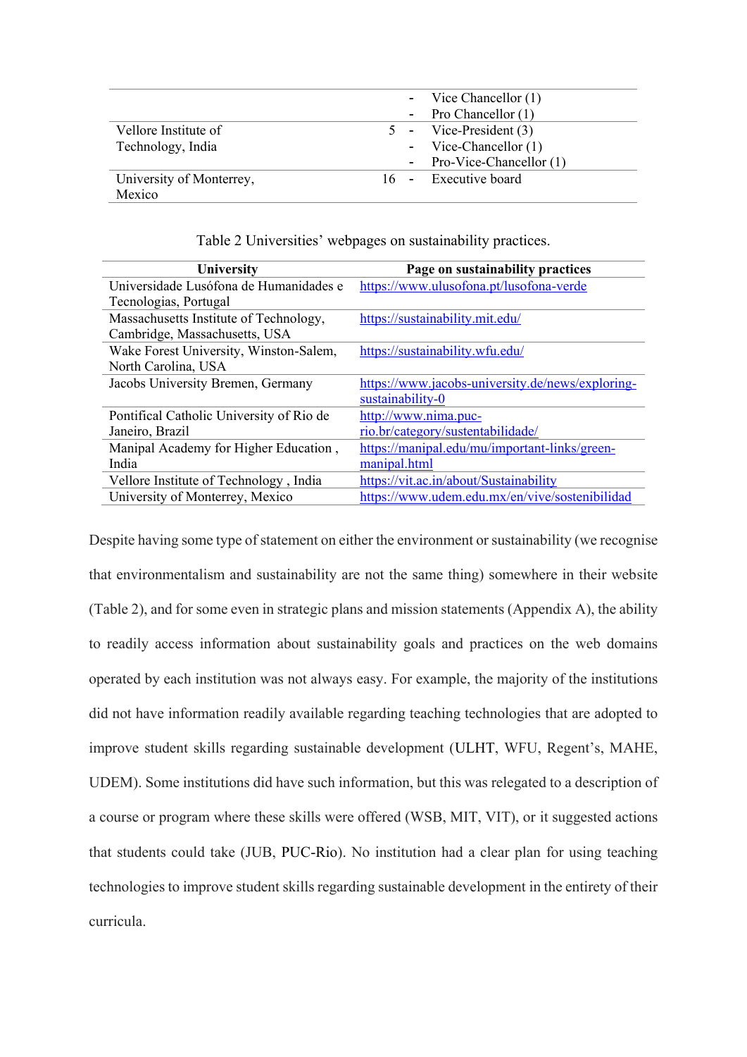| | | |
|---|---|---|
| | | - Vice Chancellor (1)<br>- Pro Chancellor (1) |
| Vellore Institute of Technology, India | 5 | - Vice-President (3)<br>- Vice-Chancellor (1)<br>- Pro-Vice-Chancellor (1) |
| University of Monterrey, Mexico | 16 | - Executive board |

Table 2 Universities' webpages on sustainability practices.

| University | Page on sustainability practices |
|---|---|
| Universidade Lusófona de Humanidades e Tecnologias, Portugal | https://www.ulusofona.pt/lusofona-verde |
| Massachusetts Institute of Technology, Cambridge, Massachusetts, USA | https://sustainability.mit.edu/ |
| Wake Forest University, Winston-Salem, North Carolina, USA | https://sustainability.wfu.edu/ |
| Jacobs University Bremen, Germany | https://www.jacobs-university.de/news/exploring-sustainability-0 |
| Pontifical Catholic University of Rio de Janeiro, Brazil | http://www.nima.puc-rio.br/category/sustentabilidade/ |
| Manipal Academy for Higher Education , India | https://manipal.edu/mu/important-links/green-manipal.html |
| Vellore Institute of Technology , India | https://vit.ac.in/about/Sustainability |
| University of Monterrey, Mexico | https://www.udem.edu.mx/en/vive/sostenibilidad |

Despite having some type of statement on either the environment or sustainability (we recognise that environmentalism and sustainability are not the same thing) somewhere in their website (Table 2), and for some even in strategic plans and mission statements (Appendix A), the ability to readily access information about sustainability goals and practices on the web domains operated by each institution was not always easy. For example, the majority of the institutions did not have information readily available regarding teaching technologies that are adopted to improve student skills regarding sustainable development (ULHT, WFU, Regent's, MAHE, UDEM). Some institutions did have such information, but this was relegated to a description of a course or program where these skills were offered (WSB, MIT, VIT), or it suggested actions that students could take (JUB, PUC-Rio). No institution had a clear plan for using teaching technologies to improve student skills regarding sustainable development in the entirety of their curricula.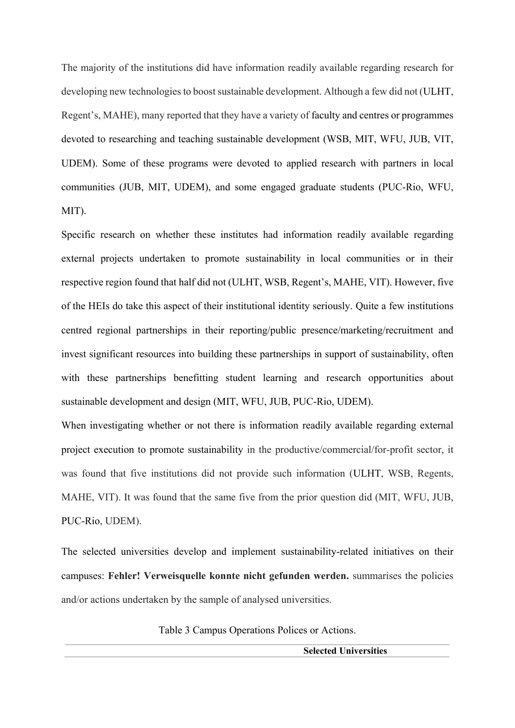The majority of the institutions did have information readily available regarding research for developing new technologies to boost sustainable development. Although a few did not (ULHT, Regent's, MAHE), many reported that they have a variety of faculty and centres or programmes devoted to researching and teaching sustainable development (WSB, MIT, WFU, JUB, VIT, UDEM). Some of these programs were devoted to applied research with partners in local communities (JUB, MIT, UDEM), and some engaged graduate students (PUC-Rio, WFU, MIT).

Specific research on whether these institutes had information readily available regarding external projects undertaken to promote sustainability in local communities or in their respective region found that half did not (ULHT, WSB, Regent's, MAHE, VIT). However, five of the HEIs do take this aspect of their institutional identity seriously. Quite a few institutions centred regional partnerships in their reporting/public presence/marketing/recruitment and invest significant resources into building these partnerships in support of sustainability, often with these partnerships benefitting student learning and research opportunities about sustainable development and design (MIT, WFU, JUB, PUC-Rio, UDEM).

When investigating whether or not there is information readily available regarding external project execution to promote sustainability in the productive/commercial/for-profit sector, it was found that five institutions did not provide such information (ULHT, WSB, Regents, MAHE, VIT). It was found that the same five from the prior question did (MIT, WFU, JUB, PUC-Rio, UDEM).

The selected universities develop and implement sustainability-related initiatives on their campuses: **Fehler! Verweisquelle konnte nicht gefunden werden.** summarises the policies and/or actions undertaken by the sample of analysed universities.

Table 3 Campus Operations Polices or Actions.

| | Selected Universities |
|---|---|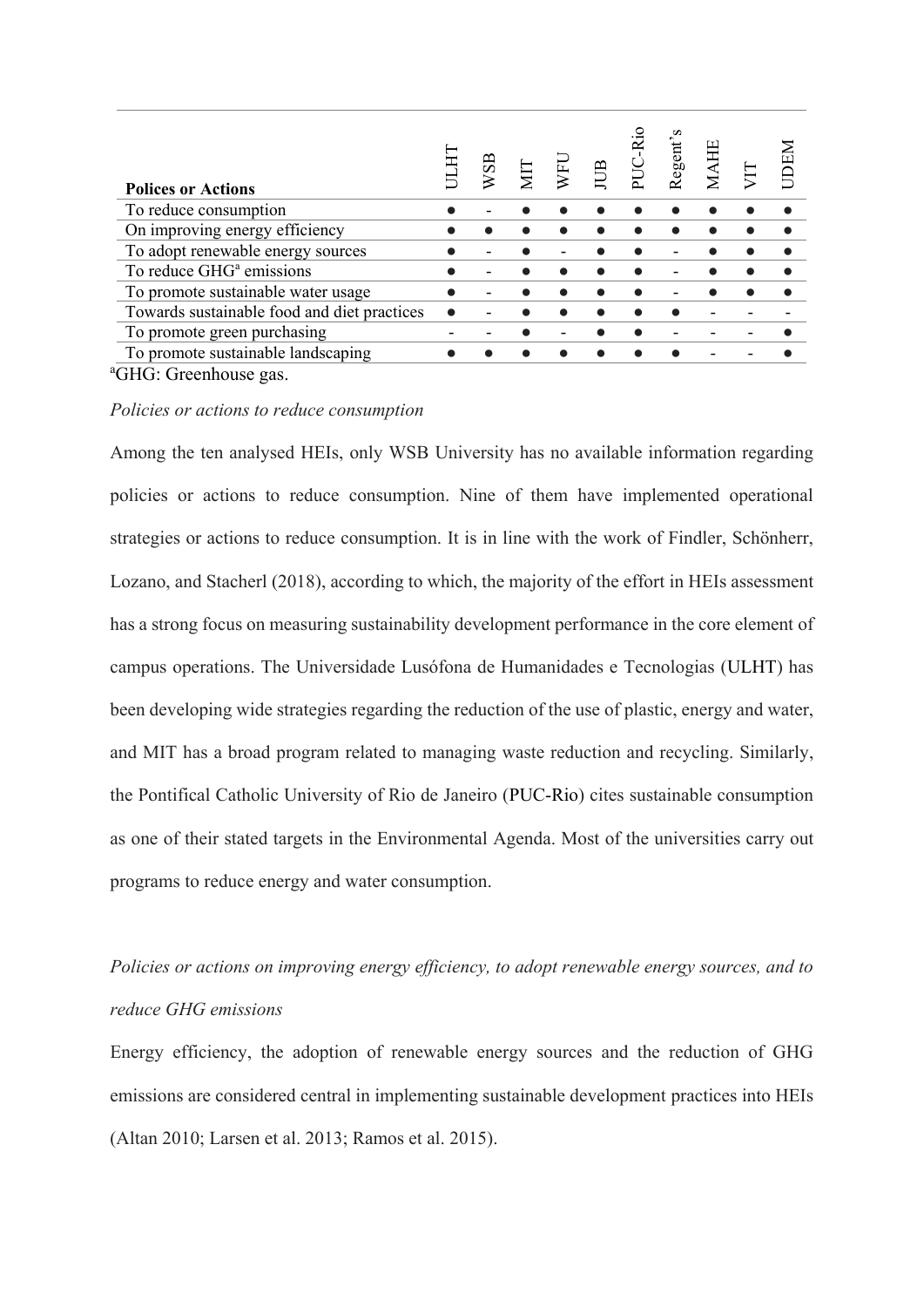| Polices or Actions | ULHT | WSB | MIT | WFU | JUB | PUC-Rio | Regent's | MAHE | VIT | UDEM |
|---|---|---|---|---|---|---|---|---|---|---|
| To reduce consumption | ● | - | ● | ● | ● | ● | ● | ● | ● | ● |
| On improving energy efficiency | ● | ● | ● | ● | ● | ● | ● | ● | ● | ● |
| To adopt renewable energy sources | ● | - | ● | - | ● | ● | - | ● | ● | ● |
| To reduce GHG[a] emissions | ● | - | ● | ● | ● | ● | - | ● | ● | ● |
| To promote sustainable water usage | ● | - | ● | ● | ● | ● | - | ● | ● | ● |
| Towards sustainable food and diet practices | ● | - | ● | ● | ● | ● | ● | - | - | - |
| To promote green purchasing | - | - | ● | - | ● | ● | - | - | - | ● |
| To promote sustainable landscaping | ● | ● | ● | ● | ● | ● | ● | - | - | ● |

[a]GHG: Greenhouse gas.

*Policies or actions to reduce consumption*

Among the ten analysed HEIs, only WSB University has no available information regarding policies or actions to reduce consumption. Nine of them have implemented operational strategies or actions to reduce consumption. It is in line with the work of Findler, Schönherr, Lozano, and Stacherl (2018), according to which, the majority of the effort in HEIs assessment has a strong focus on measuring sustainability development performance in the core element of campus operations. The Universidade Lusófona de Humanidades e Tecnologias (ULHT) has been developing wide strategies regarding the reduction of the use of plastic, energy and water, and MIT has a broad program related to managing waste reduction and recycling. Similarly, the Pontifical Catholic University of Rio de Janeiro (PUC-Rio) cites sustainable consumption as one of their stated targets in the Environmental Agenda. Most of the universities carry out programs to reduce energy and water consumption.

*Policies or actions on improving energy efficiency, to adopt renewable energy sources, and to reduce GHG emissions*

Energy efficiency, the adoption of renewable energy sources and the reduction of GHG emissions are considered central in implementing sustainable development practices into HEIs (Altan 2010; Larsen et al. 2013; Ramos et al. 2015).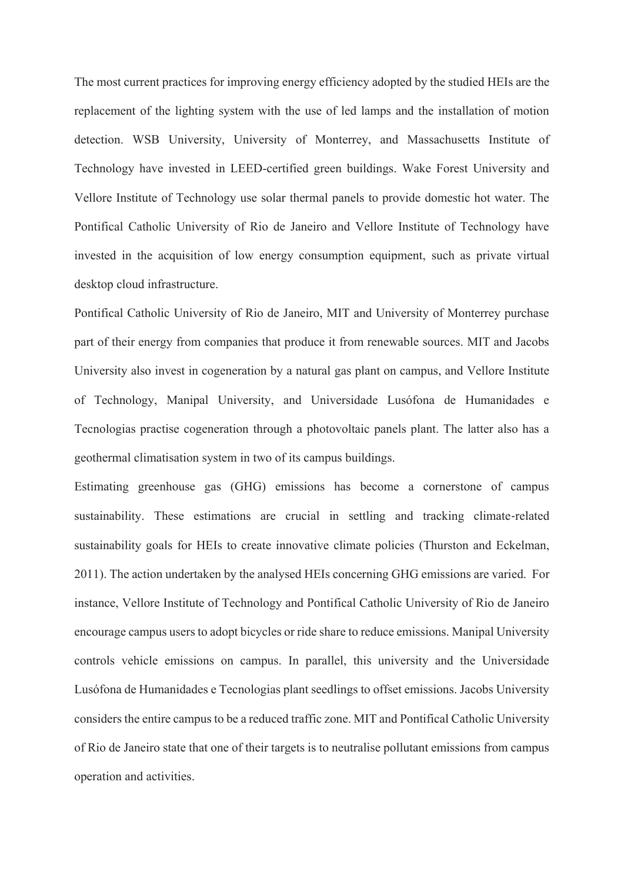The most current practices for improving energy efficiency adopted by the studied HEIs are the replacement of the lighting system with the use of led lamps and the installation of motion detection. WSB University, University of Monterrey, and Massachusetts Institute of Technology have invested in LEED-certified green buildings. Wake Forest University and Vellore Institute of Technology use solar thermal panels to provide domestic hot water. The Pontifical Catholic University of Rio de Janeiro and Vellore Institute of Technology have invested in the acquisition of low energy consumption equipment, such as private virtual desktop cloud infrastructure.

Pontifical Catholic University of Rio de Janeiro, MIT and University of Monterrey purchase part of their energy from companies that produce it from renewable sources. MIT and Jacobs University also invest in cogeneration by a natural gas plant on campus, and Vellore Institute of Technology, Manipal University, and Universidade Lusófona de Humanidades e Tecnologias practise cogeneration through a photovoltaic panels plant. The latter also has a geothermal climatisation system in two of its campus buildings.

Estimating greenhouse gas (GHG) emissions has become a cornerstone of campus sustainability. These estimations are crucial in settling and tracking climate-related sustainability goals for HEIs to create innovative climate policies (Thurston and Eckelman, 2011). The action undertaken by the analysed HEIs concerning GHG emissions are varied. For instance, Vellore Institute of Technology and Pontifical Catholic University of Rio de Janeiro encourage campus users to adopt bicycles or ride share to reduce emissions. Manipal University controls vehicle emissions on campus. In parallel, this university and the Universidade Lusófona de Humanidades e Tecnologias plant seedlings to offset emissions. Jacobs University considers the entire campus to be a reduced traffic zone. MIT and Pontifical Catholic University of Rio de Janeiro state that one of their targets is to neutralise pollutant emissions from campus operation and activities.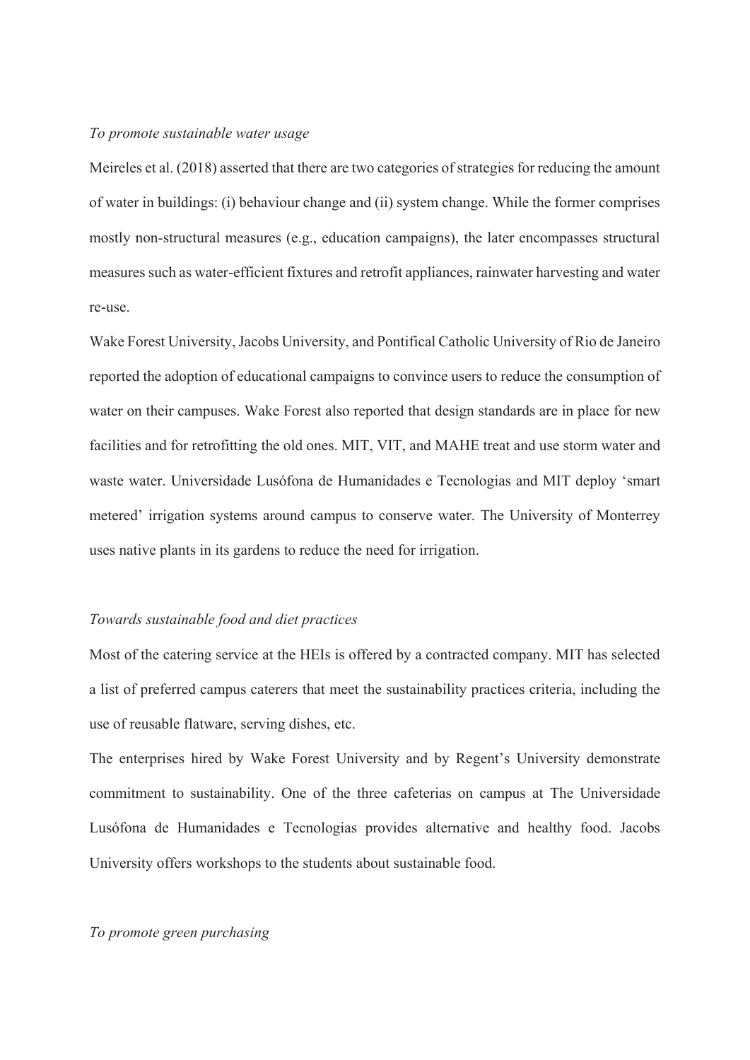*To promote sustainable water usage*

Meireles et al. (2018) asserted that there are two categories of strategies for reducing the amount of water in buildings: (i) behaviour change and (ii) system change. While the former comprises mostly non-structural measures (e.g., education campaigns), the later encompasses structural measures such as water-efficient fixtures and retrofit appliances, rainwater harvesting and water re-use.

Wake Forest University, Jacobs University, and Pontifical Catholic University of Rio de Janeiro reported the adoption of educational campaigns to convince users to reduce the consumption of water on their campuses. Wake Forest also reported that design standards are in place for new facilities and for retrofitting the old ones. MIT, VIT, and MAHE treat and use storm water and waste water. Universidade Lusófona de Humanidades e Tecnologias and MIT deploy 'smart metered' irrigation systems around campus to conserve water. The University of Monterrey uses native plants in its gardens to reduce the need for irrigation.

*Towards sustainable food and diet practices*

Most of the catering service at the HEIs is offered by a contracted company. MIT has selected a list of preferred campus caterers that meet the sustainability practices criteria, including the use of reusable flatware, serving dishes, etc.

The enterprises hired by Wake Forest University and by Regent's University demonstrate commitment to sustainability. One of the three cafeterias on campus at The Universidade Lusófona de Humanidades e Tecnologias provides alternative and healthy food. Jacobs University offers workshops to the students about sustainable food.

*To promote green purchasing*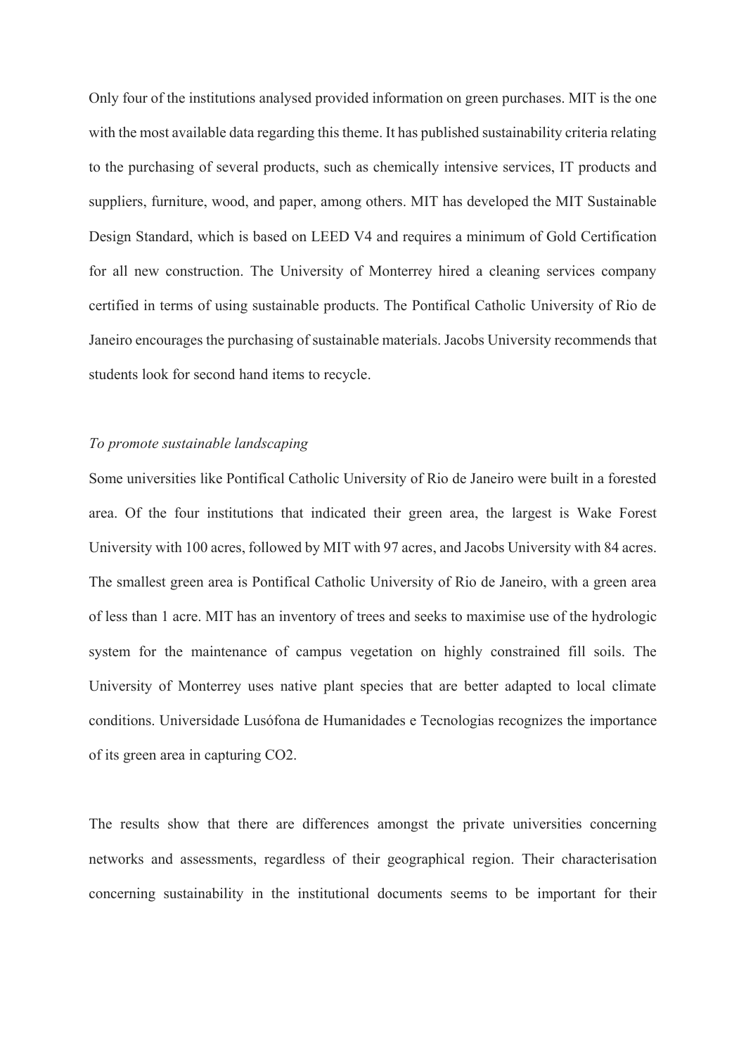Only four of the institutions analysed provided information on green purchases. MIT is the one with the most available data regarding this theme. It has published sustainability criteria relating to the purchasing of several products, such as chemically intensive services, IT products and suppliers, furniture, wood, and paper, among others. MIT has developed the MIT Sustainable Design Standard, which is based on LEED V4 and requires a minimum of Gold Certification for all new construction. The University of Monterrey hired a cleaning services company certified in terms of using sustainable products. The Pontifical Catholic University of Rio de Janeiro encourages the purchasing of sustainable materials. Jacobs University recommends that students look for second hand items to recycle.

*To promote sustainable landscaping*

Some universities like Pontifical Catholic University of Rio de Janeiro were built in a forested area. Of the four institutions that indicated their green area, the largest is Wake Forest University with 100 acres, followed by MIT with 97 acres, and Jacobs University with 84 acres. The smallest green area is Pontifical Catholic University of Rio de Janeiro, with a green area of less than 1 acre. MIT has an inventory of trees and seeks to maximise use of the hydrologic system for the maintenance of campus vegetation on highly constrained fill soils. The University of Monterrey uses native plant species that are better adapted to local climate conditions. Universidade Lusófona de Humanidades e Tecnologias recognizes the importance of its green area in capturing $CO_2$.

The results show that there are differences amongst the private universities concerning networks and assessments, regardless of their geographical region. Their characterisation concerning sustainability in the institutional documents seems to be important for their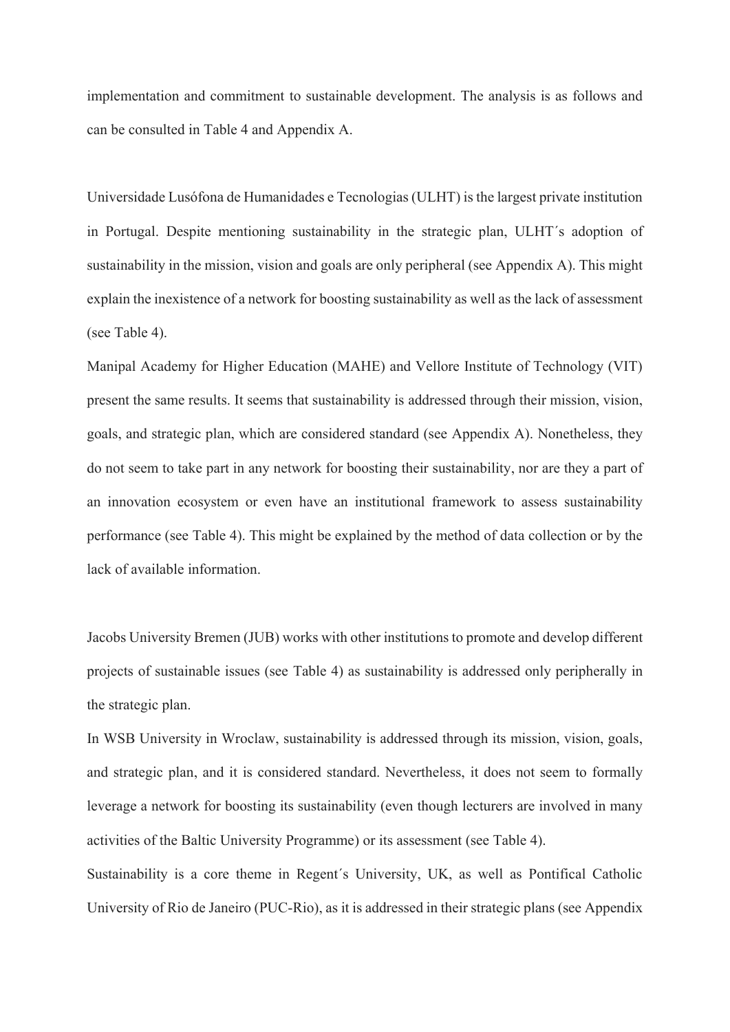implementation and commitment to sustainable development. The analysis is as follows and can be consulted in Table 4 and Appendix A.

Universidade Lusófona de Humanidades e Tecnologias (ULHT) is the largest private institution in Portugal. Despite mentioning sustainability in the strategic plan, ULHT´s adoption of sustainability in the mission, vision and goals are only peripheral (see Appendix A). This might explain the inexistence of a network for boosting sustainability as well as the lack of assessment (see Table 4).

Manipal Academy for Higher Education (MAHE) and Vellore Institute of Technology (VIT) present the same results. It seems that sustainability is addressed through their mission, vision, goals, and strategic plan, which are considered standard (see Appendix A). Nonetheless, they do not seem to take part in any network for boosting their sustainability, nor are they a part of an innovation ecosystem or even have an institutional framework to assess sustainability performance (see Table 4). This might be explained by the method of data collection or by the lack of available information.

Jacobs University Bremen (JUB) works with other institutions to promote and develop different projects of sustainable issues (see Table 4) as sustainability is addressed only peripherally in the strategic plan.

In WSB University in Wroclaw, sustainability is addressed through its mission, vision, goals, and strategic plan, and it is considered standard. Nevertheless, it does not seem to formally leverage a network for boosting its sustainability (even though lecturers are involved in many activities of the Baltic University Programme) or its assessment (see Table 4).

Sustainability is a core theme in Regent´s University, UK, as well as Pontifical Catholic University of Rio de Janeiro (PUC-Rio), as it is addressed in their strategic plans (see Appendix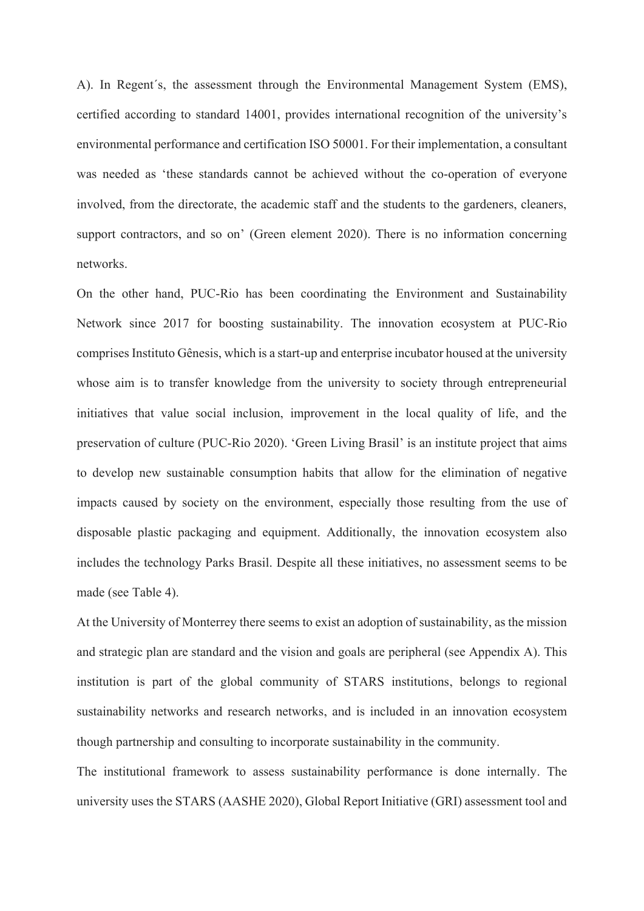A). In Regent´s, the assessment through the Environmental Management System (EMS), certified according to standard 14001, provides international recognition of the university's environmental performance and certification ISO 50001. For their implementation, a consultant was needed as 'these standards cannot be achieved without the co-operation of everyone involved, from the directorate, the academic staff and the students to the gardeners, cleaners, support contractors, and so on' (Green element 2020). There is no information concerning networks.

On the other hand, PUC-Rio has been coordinating the Environment and Sustainability Network since 2017 for boosting sustainability. The innovation ecosystem at PUC-Rio comprises Instituto Gênesis, which is a start-up and enterprise incubator housed at the university whose aim is to transfer knowledge from the university to society through entrepreneurial initiatives that value social inclusion, improvement in the local quality of life, and the preservation of culture (PUC-Rio 2020). 'Green Living Brasil' is an institute project that aims to develop new sustainable consumption habits that allow for the elimination of negative impacts caused by society on the environment, especially those resulting from the use of disposable plastic packaging and equipment. Additionally, the innovation ecosystem also includes the technology Parks Brasil. Despite all these initiatives, no assessment seems to be made (see Table 4).

At the University of Monterrey there seems to exist an adoption of sustainability, as the mission and strategic plan are standard and the vision and goals are peripheral (see Appendix A). This institution is part of the global community of STARS institutions, belongs to regional sustainability networks and research networks, and is included in an innovation ecosystem though partnership and consulting to incorporate sustainability in the community.

The institutional framework to assess sustainability performance is done internally. The university uses the STARS (AASHE 2020), Global Report Initiative (GRI) assessment tool and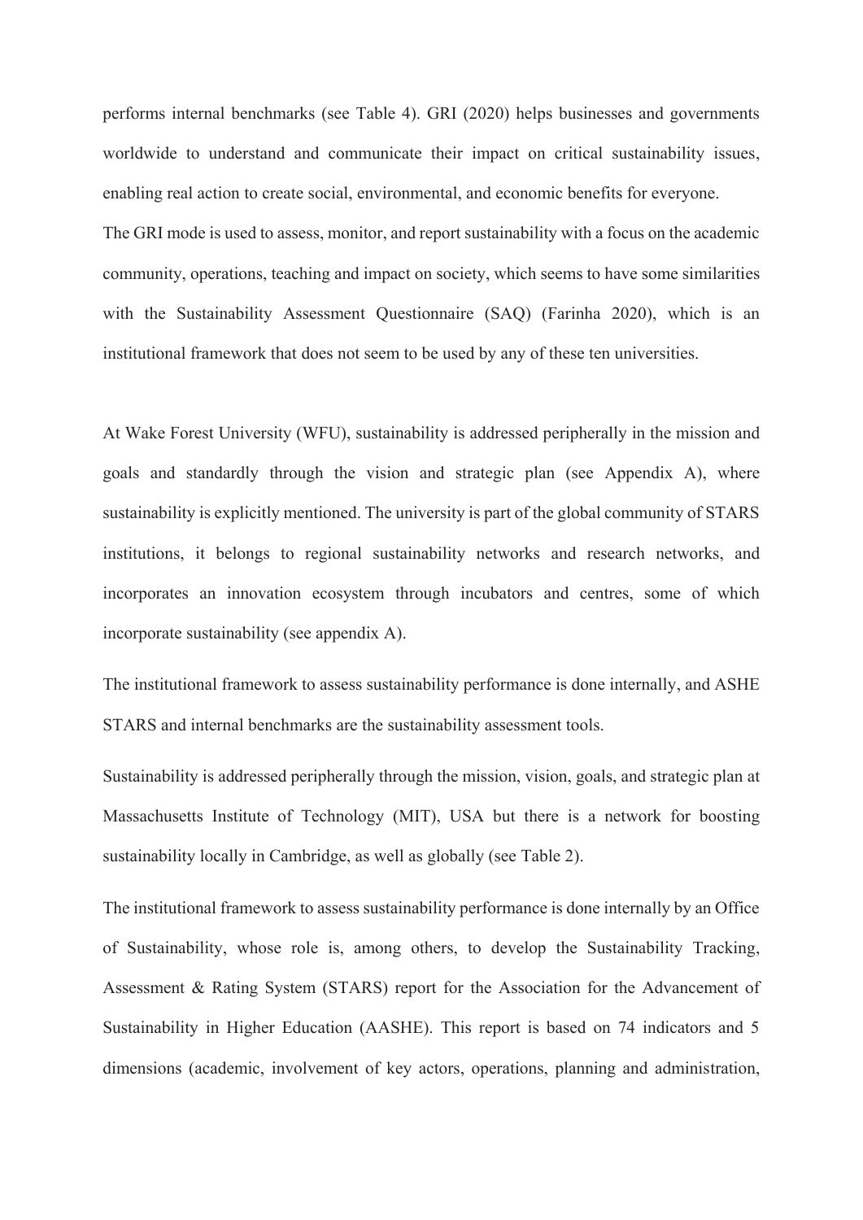performs internal benchmarks (see Table 4). GRI (2020) helps businesses and governments worldwide to understand and communicate their impact on critical sustainability issues, enabling real action to create social, environmental, and economic benefits for everyone.

The GRI mode is used to assess, monitor, and report sustainability with a focus on the academic community, operations, teaching and impact on society, which seems to have some similarities with the Sustainability Assessment Questionnaire (SAQ) (Farinha 2020), which is an institutional framework that does not seem to be used by any of these ten universities.

At Wake Forest University (WFU), sustainability is addressed peripherally in the mission and goals and standardly through the vision and strategic plan (see Appendix A), where sustainability is explicitly mentioned. The university is part of the global community of STARS institutions, it belongs to regional sustainability networks and research networks, and incorporates an innovation ecosystem through incubators and centres, some of which incorporate sustainability (see appendix A).

The institutional framework to assess sustainability performance is done internally, and ASHE STARS and internal benchmarks are the sustainability assessment tools.

Sustainability is addressed peripherally through the mission, vision, goals, and strategic plan at Massachusetts Institute of Technology (MIT), USA but there is a network for boosting sustainability locally in Cambridge, as well as globally (see Table 2).

The institutional framework to assess sustainability performance is done internally by an Office of Sustainability, whose role is, among others, to develop the Sustainability Tracking, Assessment & Rating System (STARS) report for the Association for the Advancement of Sustainability in Higher Education (AASHE). This report is based on 74 indicators and 5 dimensions (academic, involvement of key actors, operations, planning and administration,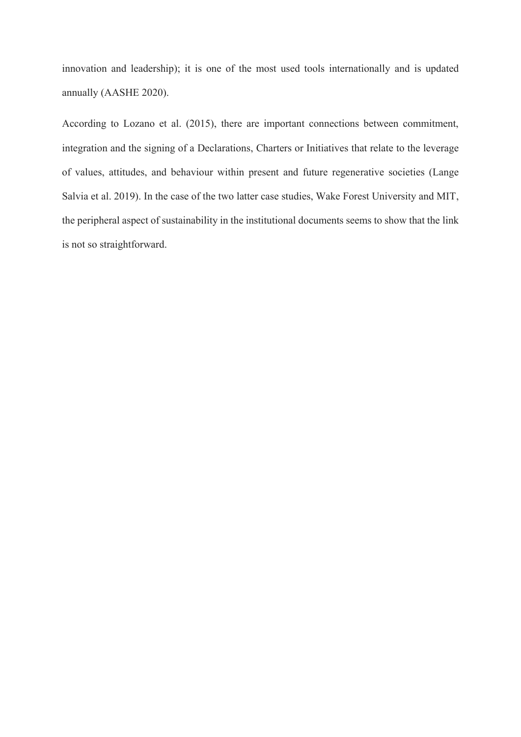innovation and leadership); it is one of the most used tools internationally and is updated annually (AASHE 2020).

According to Lozano et al. (2015), there are important connections between commitment, integration and the signing of a Declarations, Charters or Initiatives that relate to the leverage of values, attitudes, and behaviour within present and future regenerative societies (Lange Salvia et al. 2019). In the case of the two latter case studies, Wake Forest University and MIT, the peripheral aspect of sustainability in the institutional documents seems to show that the link is not so straightforward.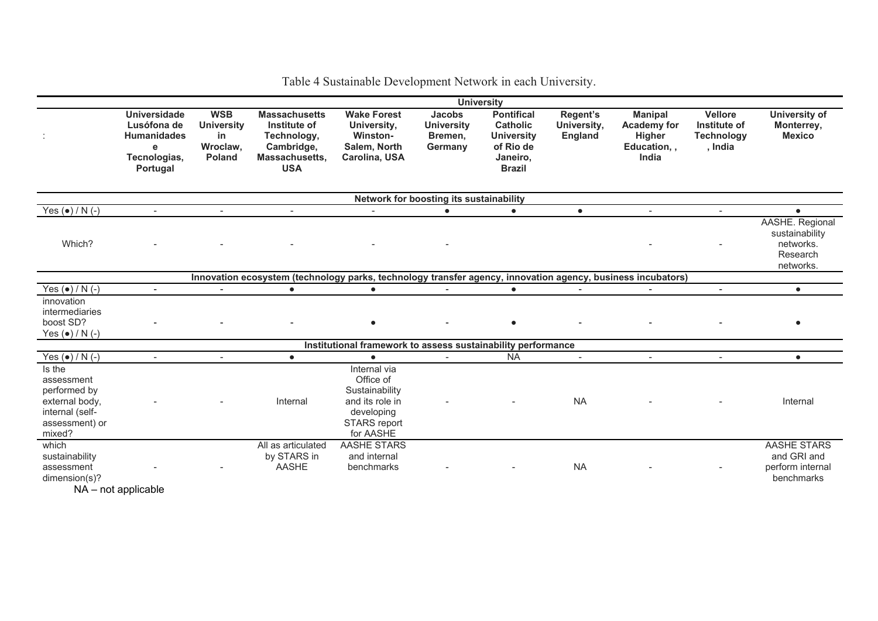Table 4 Sustainable Development Network in each University.

| : | University | | | | | | | | | |
|---|---|---|---|---|---|---|---|---|---|---|
| | **Universidade Lusófona de Humanidades e Tecnologias, Portugal** | **WSB University in Wroclaw, Poland** | **Massachusetts Institute of Technology, Cambridge, Massachusetts, USA** | **Wake Forest University, Winston-Salem, North Carolina, USA** | **Jacobs University Bremen, Germany** | **Pontifical Catholic University of Rio de Janeiro, Brazil** | **Regent's University, England** | **Manipal Academy for Higher Education, , India** | **Vellore Institute of Technology , India** | **University of Monterrey, Mexico** |
| **Network for boosting its sustainability** | | | | | | | | | | |
| Yes (●) / N (-) | - | - | - | - | ● | ● | ● | - | - | ● |
| Which? | - | - | - | - | - | | | - | - | AASHE. Regional sustainability networks. Research networks. |
| **Innovation ecosystem (technology parks, technology transfer agency, innovation agency, business incubators)** | | | | | | | | | | |
| Yes (●) / N (-) | - | - | ● | ● | - | ● | - | - | - | ● |
| innovation intermediaries boost SD? Yes (●) / N (-) | - | - | - | ● | - | ● | - | - | - | ● |
| **Institutional framework to assess sustainability performance** | | | | | | | | | | |
| Yes (●) / N (-) | - | - | ● | ● | - | NA | - | - | - | ● |
| Is the assessment performed by external body, internal (self-assessment) or mixed? | - | - | Internal | Internal via Office of Sustainability and its role in developing STARS report for AASHE | - | - | NA | - | - | Internal |
| which sustainability assessment dimension(s)? | - | - | All as articulated by STARS in AASHE | AASHE STARS and internal benchmarks | - | - | NA | - | - | AASHE STARS and GRI and perform internal benchmarks |

NA – not applicable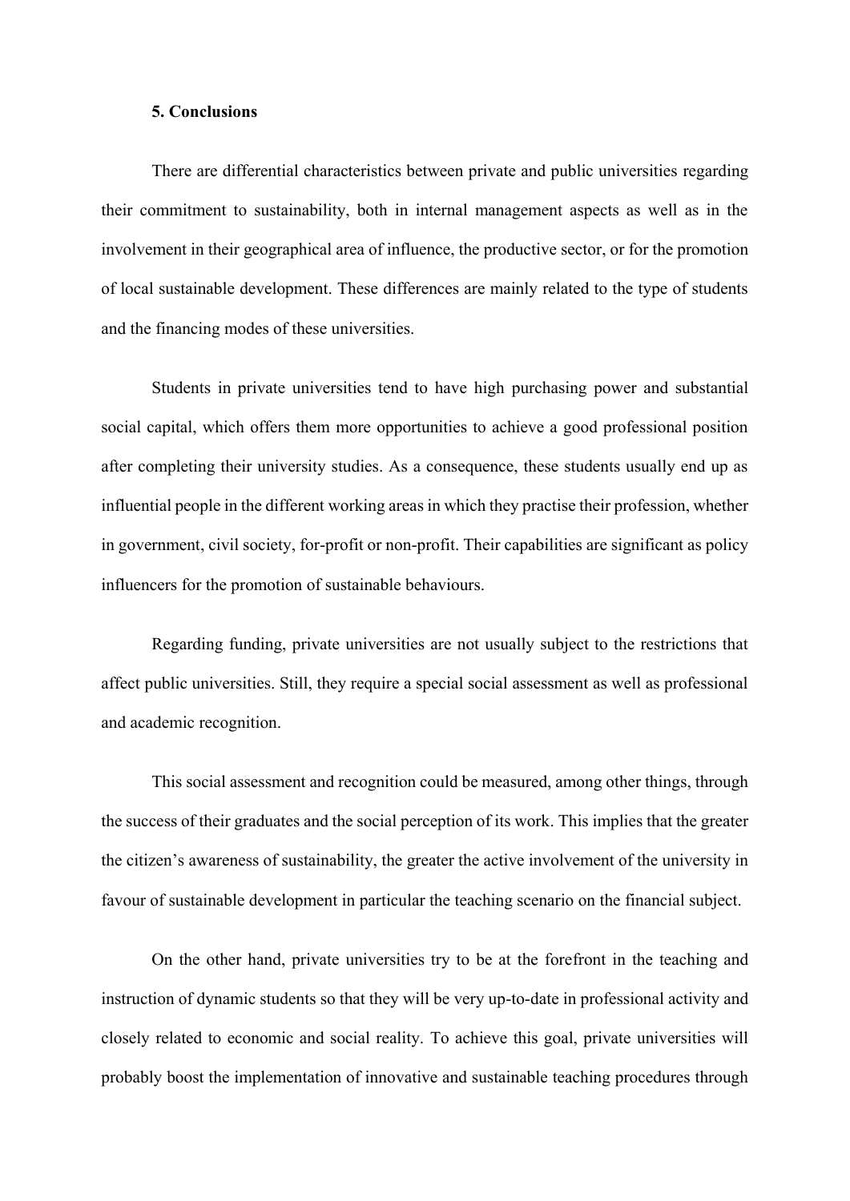## 5. Conclusions

There are differential characteristics between private and public universities regarding their commitment to sustainability, both in internal management aspects as well as in the involvement in their geographical area of influence, the productive sector, or for the promotion of local sustainable development. These differences are mainly related to the type of students and the financing modes of these universities.

Students in private universities tend to have high purchasing power and substantial social capital, which offers them more opportunities to achieve a good professional position after completing their university studies. As a consequence, these students usually end up as influential people in the different working areas in which they practise their profession, whether in government, civil society, for-profit or non-profit. Their capabilities are significant as policy influencers for the promotion of sustainable behaviours.

Regarding funding, private universities are not usually subject to the restrictions that affect public universities. Still, they require a special social assessment as well as professional and academic recognition.

This social assessment and recognition could be measured, among other things, through the success of their graduates and the social perception of its work. This implies that the greater the citizen's awareness of sustainability, the greater the active involvement of the university in favour of sustainable development in particular the teaching scenario on the financial subject.

On the other hand, private universities try to be at the forefront in the teaching and instruction of dynamic students so that they will be very up-to-date in professional activity and closely related to economic and social reality. To achieve this goal, private universities will probably boost the implementation of innovative and sustainable teaching procedures through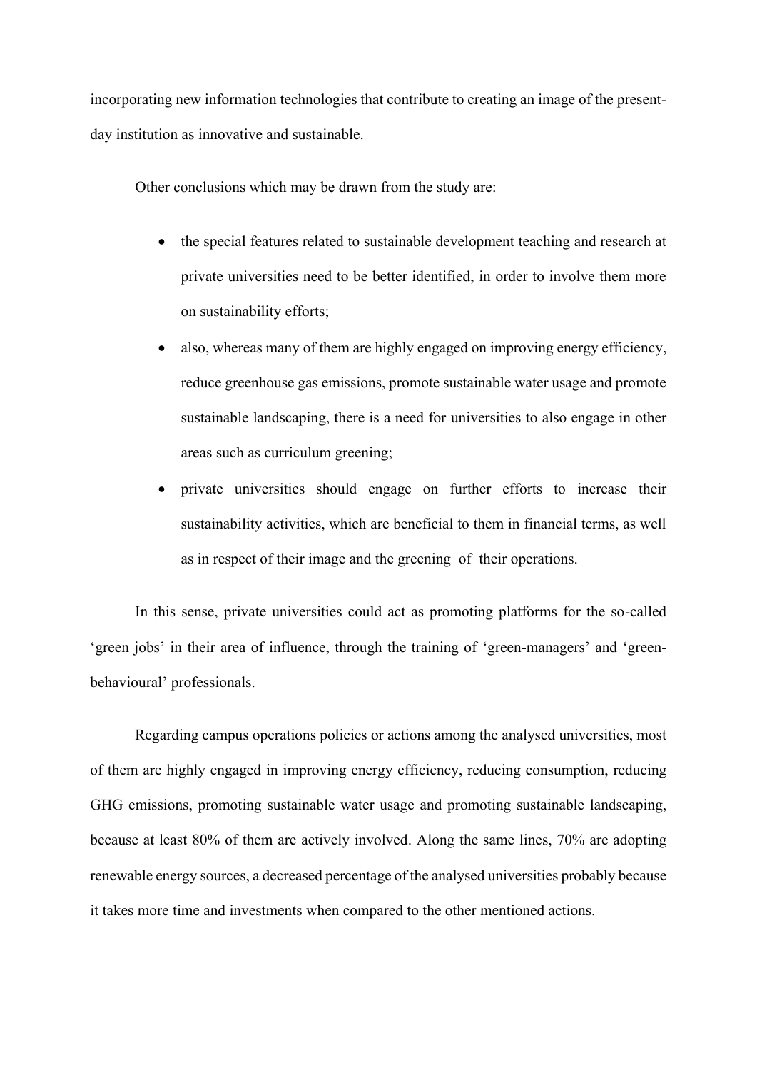incorporating new information technologies that contribute to creating an image of the present-day institution as innovative and sustainable.

Other conclusions which may be drawn from the study are:

- the special features related to sustainable development teaching and research at private universities need to be better identified, in order to involve them more on sustainability efforts;
- also, whereas many of them are highly engaged on improving energy efficiency, reduce greenhouse gas emissions, promote sustainable water usage and promote sustainable landscaping, there is a need for universities to also engage in other areas such as curriculum greening;
- private universities should engage on further efforts to increase their sustainability activities, which are beneficial to them in financial terms, as well as in respect of their image and the greening of their operations.

In this sense, private universities could act as promoting platforms for the so-called 'green jobs' in their area of influence, through the training of 'green-managers' and 'green-behavioural' professionals.

Regarding campus operations policies or actions among the analysed universities, most of them are highly engaged in improving energy efficiency, reducing consumption, reducing GHG emissions, promoting sustainable water usage and promoting sustainable landscaping, because at least 80% of them are actively involved. Along the same lines, 70% are adopting renewable energy sources, a decreased percentage of the analysed universities probably because it takes more time and investments when compared to the other mentioned actions.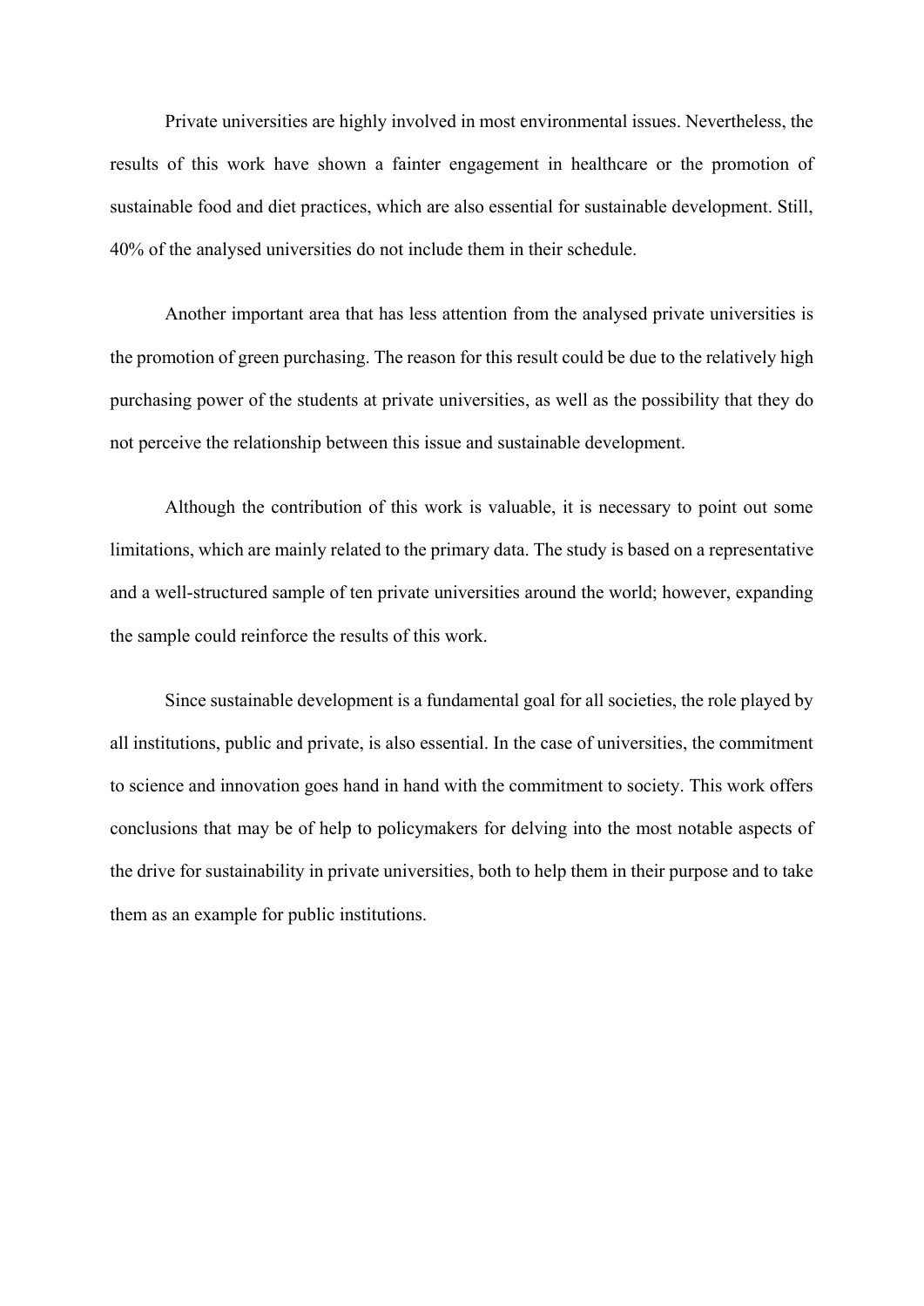Private universities are highly involved in most environmental issues. Nevertheless, the results of this work have shown a fainter engagement in healthcare or the promotion of sustainable food and diet practices, which are also essential for sustainable development. Still, 40% of the analysed universities do not include them in their schedule.

Another important area that has less attention from the analysed private universities is the promotion of green purchasing. The reason for this result could be due to the relatively high purchasing power of the students at private universities, as well as the possibility that they do not perceive the relationship between this issue and sustainable development.

Although the contribution of this work is valuable, it is necessary to point out some limitations, which are mainly related to the primary data. The study is based on a representative and a well-structured sample of ten private universities around the world; however, expanding the sample could reinforce the results of this work.

Since sustainable development is a fundamental goal for all societies, the role played by all institutions, public and private, is also essential. In the case of universities, the commitment to science and innovation goes hand in hand with the commitment to society. This work offers conclusions that may be of help to policymakers for delving into the most notable aspects of the drive for sustainability in private universities, both to help them in their purpose and to take them as an example for public institutions.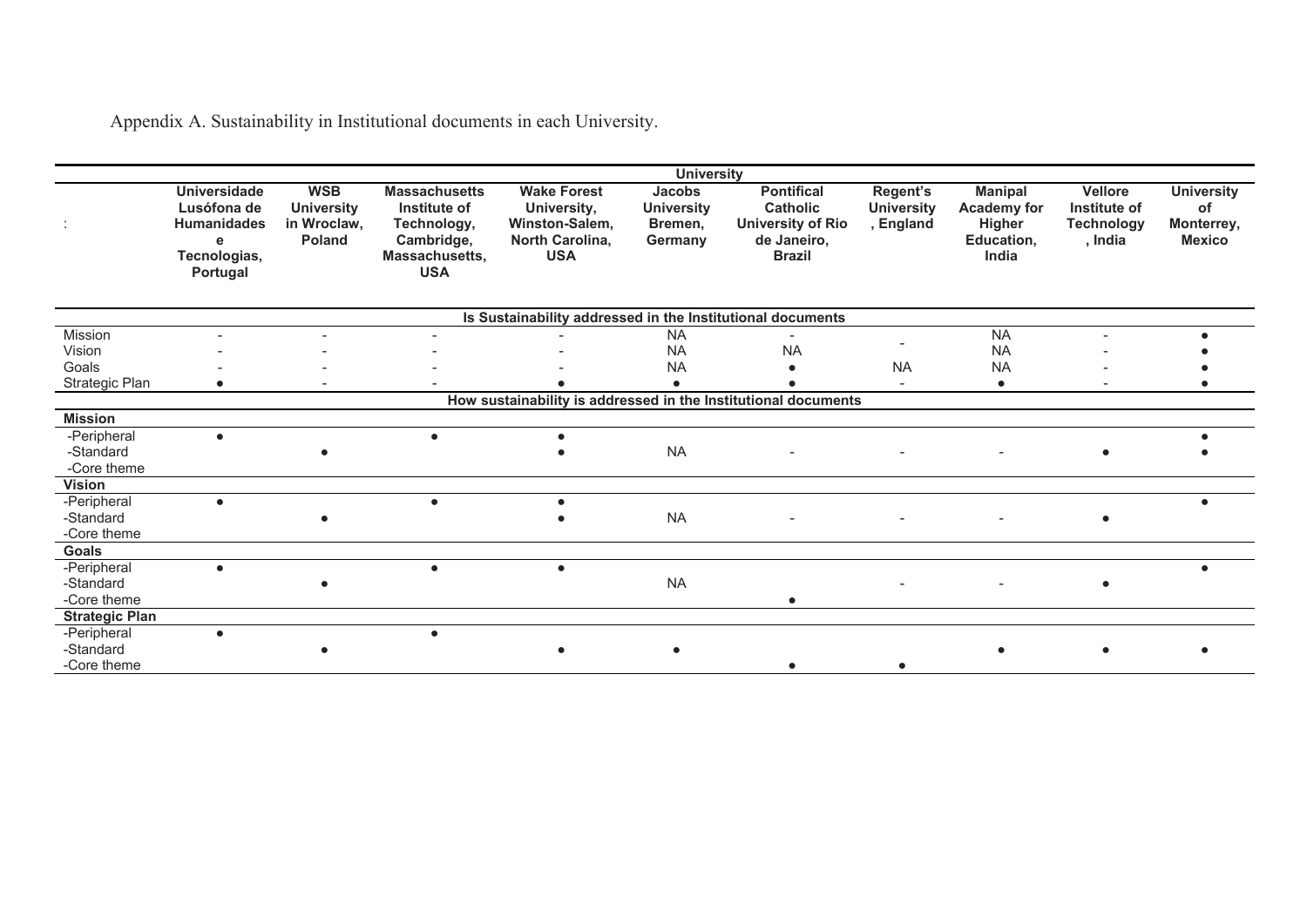Appendix A. Sustainability in Institutional documents in each University.

| | University | | | | | | | | | |
|---|---|---|---|---|---|---|---|---|---|---|
| : | **Universidade Lusófona de Humanidades e Tecnologias, Portugal** | **WSB University in Wroclaw, Poland** | **Massachusetts Institute of Technology, Cambridge, Massachusetts, USA** | **Wake Forest University, Winston-Salem, North Carolina, USA** | **Jacobs University Bremen, Germany** | **Pontifical Catholic University of Rio de Janeiro, Brazil** | **Regent's University, England** | **Manipal Academy for Higher Education, India** | **Vellore Institute of Technology, India** | **University of Monterrey, Mexico** |
| **Is Sustainability addressed in the Institutional documents** | | | | | | | | | | |
| Mission | - | - | - | - | NA | - | - | NA | - | ● |
| Vision | - | - | - | - | NA | NA | | NA | - | ● |
| Goals | - | - | - | - | NA | ● | NA | NA | - | ● |
| Strategic Plan | ● | - | - | ● | ● | ● | - | ● | - | ● |
| **How sustainability is addressed in the Institutional documents** | | | | | | | | | | |
| **Mission** | | | | | | | | | | |
| -Peripheral | ● | | ● | ● | | | | | | ● |
| -Standard | | ● | | ● | NA | - | - | - | ● | ● |
| -Core theme | | | | | | | | | | |
| **Vision** | | | | | | | | | | |
| -Peripheral | ● | | ● | ● | | | | | | ● |
| -Standard | | ● | | ● | NA | - | - | - | ● | |
| -Core theme | | | | | | | | | | |
| **Goals** | | | | | | | | | | |
| -Peripheral | ● | | ● | ● | | | | | | ● |
| -Standard | | ● | | | NA | | - | - | ● | |
| -Core theme | | | | | | ● | | | | |
| **Strategic Plan** | | | | | | | | | | |
| -Peripheral | ● | | ● | | | | | | | |
| -Standard | | ● | | ● | ● | | | ● | ● | ● |
| -Core theme | | | | | | ● | ● | | | |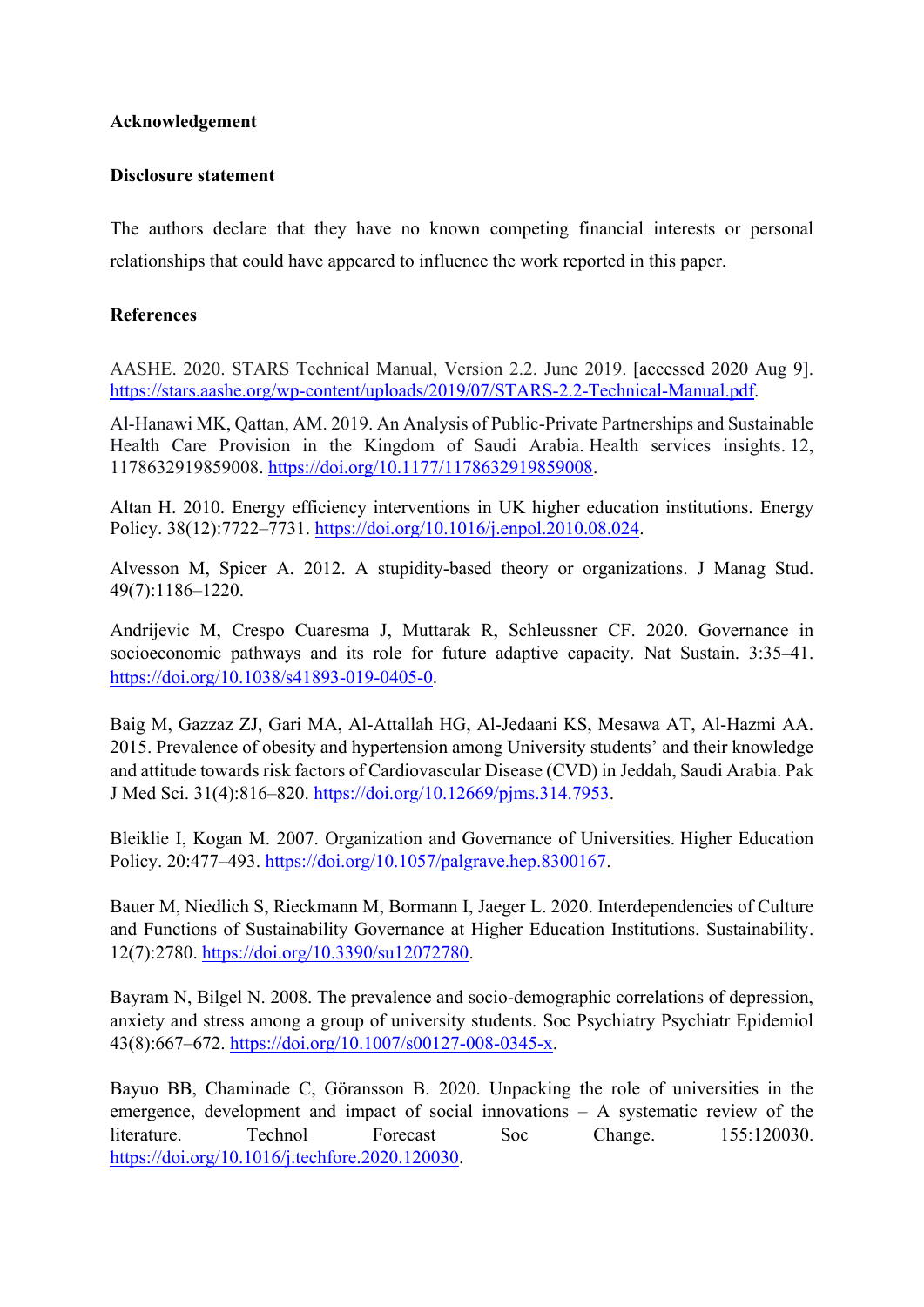**Acknowledgement**

**Disclosure statement**

The authors declare that they have no known competing financial interests or personal relationships that could have appeared to influence the work reported in this paper.

**References**

AASHE. 2020. STARS Technical Manual, Version 2.2. June 2019. [accessed 2020 Aug 9]. https://stars.aashe.org/wp-content/uploads/2019/07/STARS-2.2-Technical-Manual.pdf.

Al-Hanawi MK, Qattan, AM. 2019. An Analysis of Public-Private Partnerships and Sustainable Health Care Provision in the Kingdom of Saudi Arabia. Health services insights. 12, 1178632919859008. https://doi.org/10.1177/1178632919859008.

Altan H. 2010. Energy efficiency interventions in UK higher education institutions. Energy Policy. 38(12):7722–7731. https://doi.org/10.1016/j.enpol.2010.08.024.

Alvesson M, Spicer A. 2012. A stupidity-based theory or organizations. J Manag Stud. 49(7):1186–1220.

Andrijevic M, Crespo Cuaresma J, Muttarak R, Schleussner CF. 2020. Governance in socioeconomic pathways and its role for future adaptive capacity. Nat Sustain. 3:35–41. https://doi.org/10.1038/s41893-019-0405-0.

Baig M, Gazzaz ZJ, Gari MA, Al-Attallah HG, Al-Jedaani KS, Mesawa AT, Al-Hazmi AA. 2015. Prevalence of obesity and hypertension among University students' and their knowledge and attitude towards risk factors of Cardiovascular Disease (CVD) in Jeddah, Saudi Arabia. Pak J Med Sci. 31(4):816–820. https://doi.org/10.12669/pjms.314.7953.

Bleiklie I, Kogan M. 2007. Organization and Governance of Universities. Higher Education Policy. 20:477–493. https://doi.org/10.1057/palgrave.hep.8300167.

Bauer M, Niedlich S, Rieckmann M, Bormann I, Jaeger L. 2020. Interdependencies of Culture and Functions of Sustainability Governance at Higher Education Institutions. Sustainability. 12(7):2780. https://doi.org/10.3390/su12072780.

Bayram N, Bilgel N. 2008. The prevalence and socio-demographic correlations of depression, anxiety and stress among a group of university students. Soc Psychiatry Psychiatr Epidemiol 43(8):667–672. https://doi.org/10.1007/s00127-008-0345-x.

Bayuo BB, Chaminade C, Göransson B. 2020. Unpacking the role of universities in the emergence, development and impact of social innovations – A systematic review of the literature. Technol Forecast Soc Change. 155:120030. https://doi.org/10.1016/j.techfore.2020.120030.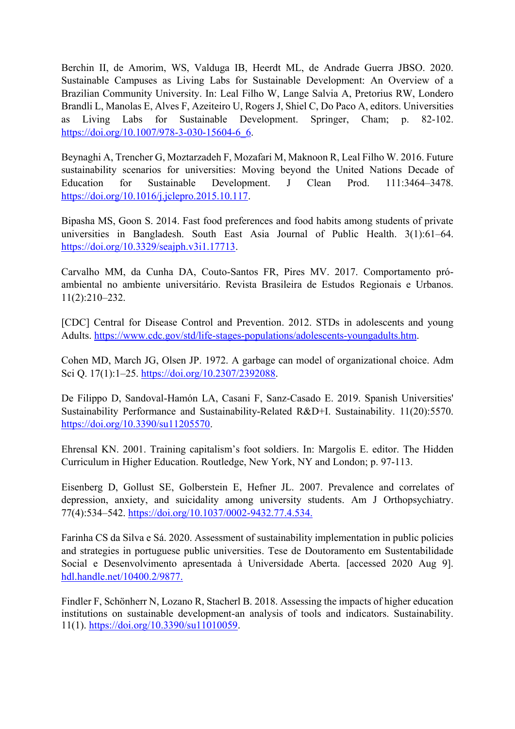Berchin II, de Amorim, WS, Valduga IB, Heerdt ML, de Andrade Guerra JBSO. 2020. Sustainable Campuses as Living Labs for Sustainable Development: An Overview of a Brazilian Community University. In: Leal Filho W, Lange Salvia A, Pretorius RW, Londero Brandli L, Manolas E, Alves F, Azeiteiro U, Rogers J, Shiel C, Do Paco A, editors. Universities as Living Labs for Sustainable Development. Springer, Cham; p. 82-102. https://doi.org/10.1007/978-3-030-15604-6_6.

Beynaghi A, Trencher G, Moztarzadeh F, Mozafari M, Maknoon R, Leal Filho W. 2016. Future sustainability scenarios for universities: Moving beyond the United Nations Decade of Education for Sustainable Development. J Clean Prod. 111:3464–3478. https://doi.org/10.1016/j.jclepro.2015.10.117.

Bipasha MS, Goon S. 2014. Fast food preferences and food habits among students of private universities in Bangladesh. South East Asia Journal of Public Health. 3(1):61–64. https://doi.org/10.3329/seajph.v3i1.17713.

Carvalho MM, da Cunha DA, Couto-Santos FR, Pires MV. 2017. Comportamento pró-ambiental no ambiente universitário. Revista Brasileira de Estudos Regionais e Urbanos. 11(2):210–232.

[CDC] Central for Disease Control and Prevention. 2012. STDs in adolescents and young Adults. https://www.cdc.gov/std/life-stages-populations/adolescents-youngadults.htm.

Cohen MD, March JG, Olsen JP. 1972. A garbage can model of organizational choice. Adm Sci Q. 17(1):1–25. https://doi.org/10.2307/2392088.

De Filippo D, Sandoval-Hamón LA, Casani F, Sanz-Casado E. 2019. Spanish Universities' Sustainability Performance and Sustainability-Related R&D+I. Sustainability. 11(20):5570. https://doi.org/10.3390/su11205570.

Ehrensal KN. 2001. Training capitalism's foot soldiers. In: Margolis E. editor. The Hidden Curriculum in Higher Education. Routledge, New York, NY and London; p. 97-113.

Eisenberg D, Gollust SE, Golberstein E, Hefner JL. 2007. Prevalence and correlates of depression, anxiety, and suicidality among university students. Am J Orthopsychiatry. 77(4):534–542. https://doi.org/10.1037/0002-9432.77.4.534.

Farinha CS da Silva e Sá. 2020. Assessment of sustainability implementation in public policies and strategies in portuguese public universities. Tese de Doutoramento em Sustentabilidade Social e Desenvolvimento apresentada à Universidade Aberta. [accessed 2020 Aug 9]. hdl.handle.net/10400.2/9877.

Findler F, Schönherr N, Lozano R, Stacherl B. 2018. Assessing the impacts of higher education institutions on sustainable development-an analysis of tools and indicators. Sustainability. 11(1). https://doi.org/10.3390/su11010059.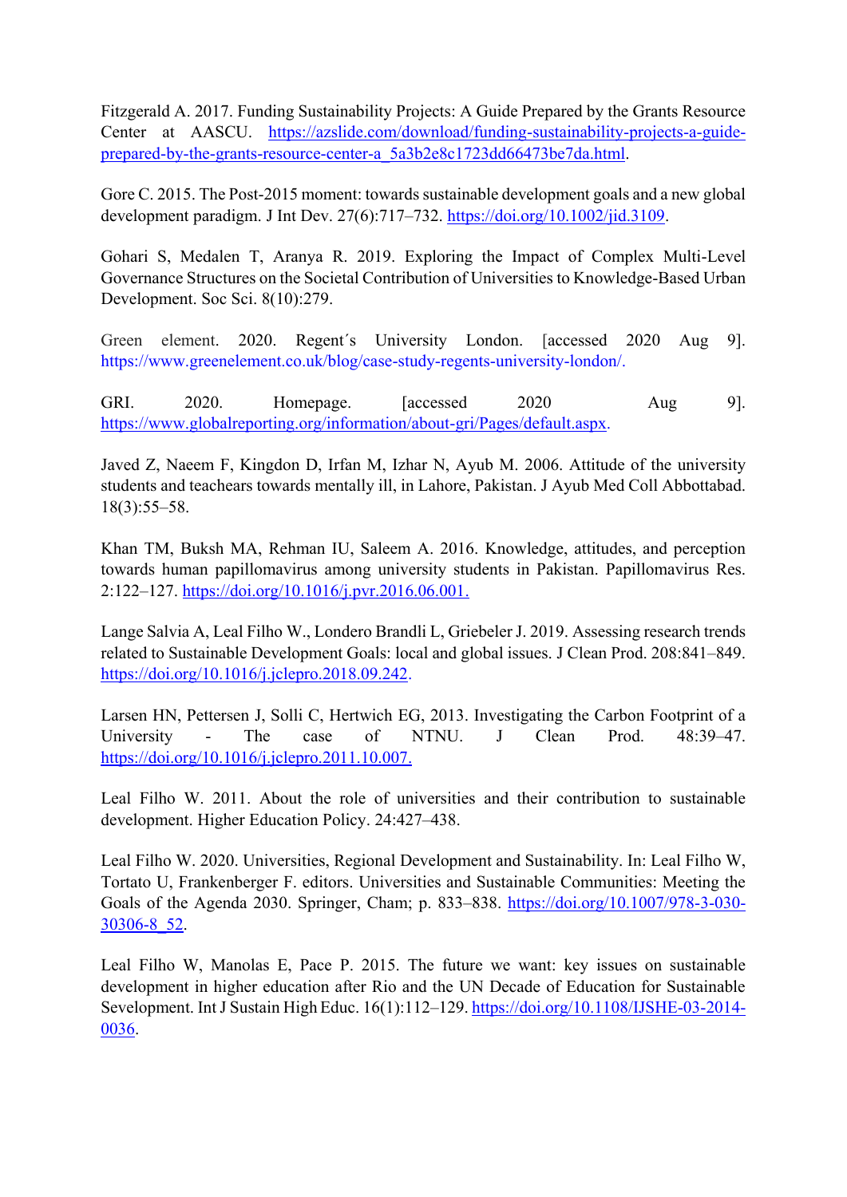Fitzgerald A. 2017. Funding Sustainability Projects: A Guide Prepared by the Grants Resource Center at AASCU. https://azslide.com/download/funding-sustainability-projects-a-guide-prepared-by-the-grants-resource-center-a_5a3b2e8c1723dd66473be7da.html.

Gore C. 2015. The Post-2015 moment: towards sustainable development goals and a new global development paradigm. J Int Dev. 27(6):717–732. https://doi.org/10.1002/jid.3109.

Gohari S, Medalen T, Aranya R. 2019. Exploring the Impact of Complex Multi-Level Governance Structures on the Societal Contribution of Universities to Knowledge-Based Urban Development. Soc Sci. 8(10):279.

Green element. 2020. Regent´s University London. [accessed 2020 Aug 9]. https://www.greenelement.co.uk/blog/case-study-regents-university-london/.

GRI. 2020. Homepage. [accessed 2020 Aug 9]. https://www.globalreporting.org/information/about-gri/Pages/default.aspx.

Javed Z, Naeem F, Kingdon D, Irfan M, Izhar N, Ayub M. 2006. Attitude of the university students and teachears towards mentally ill, in Lahore, Pakistan. J Ayub Med Coll Abbottabad. 18(3):55–58.

Khan TM, Buksh MA, Rehman IU, Saleem A. 2016. Knowledge, attitudes, and perception towards human papillomavirus among university students in Pakistan. Papillomavirus Res. 2:122–127. https://doi.org/10.1016/j.pvr.2016.06.001.

Lange Salvia A, Leal Filho W., Londero Brandli L, Griebeler J. 2019. Assessing research trends related to Sustainable Development Goals: local and global issues. J Clean Prod. 208:841–849. https://doi.org/10.1016/j.jclepro.2018.09.242.

Larsen HN, Pettersen J, Solli C, Hertwich EG, 2013. Investigating the Carbon Footprint of a University - The case of NTNU. J Clean Prod. 48:39–47. https://doi.org/10.1016/j.jclepro.2011.10.007.

Leal Filho W. 2011. About the role of universities and their contribution to sustainable development. Higher Education Policy. 24:427–438.

Leal Filho W. 2020. Universities, Regional Development and Sustainability. In: Leal Filho W, Tortato U, Frankenberger F. editors. Universities and Sustainable Communities: Meeting the Goals of the Agenda 2030. Springer, Cham; p. 833–838. https://doi.org/10.1007/978-3-030-30306-8_52.

Leal Filho W, Manolas E, Pace P. 2015. The future we want: key issues on sustainable development in higher education after Rio and the UN Decade of Education for Sustainable Sevelopment. Int J Sustain High Educ. 16(1):112–129. https://doi.org/10.1108/IJSHE-03-2014-0036.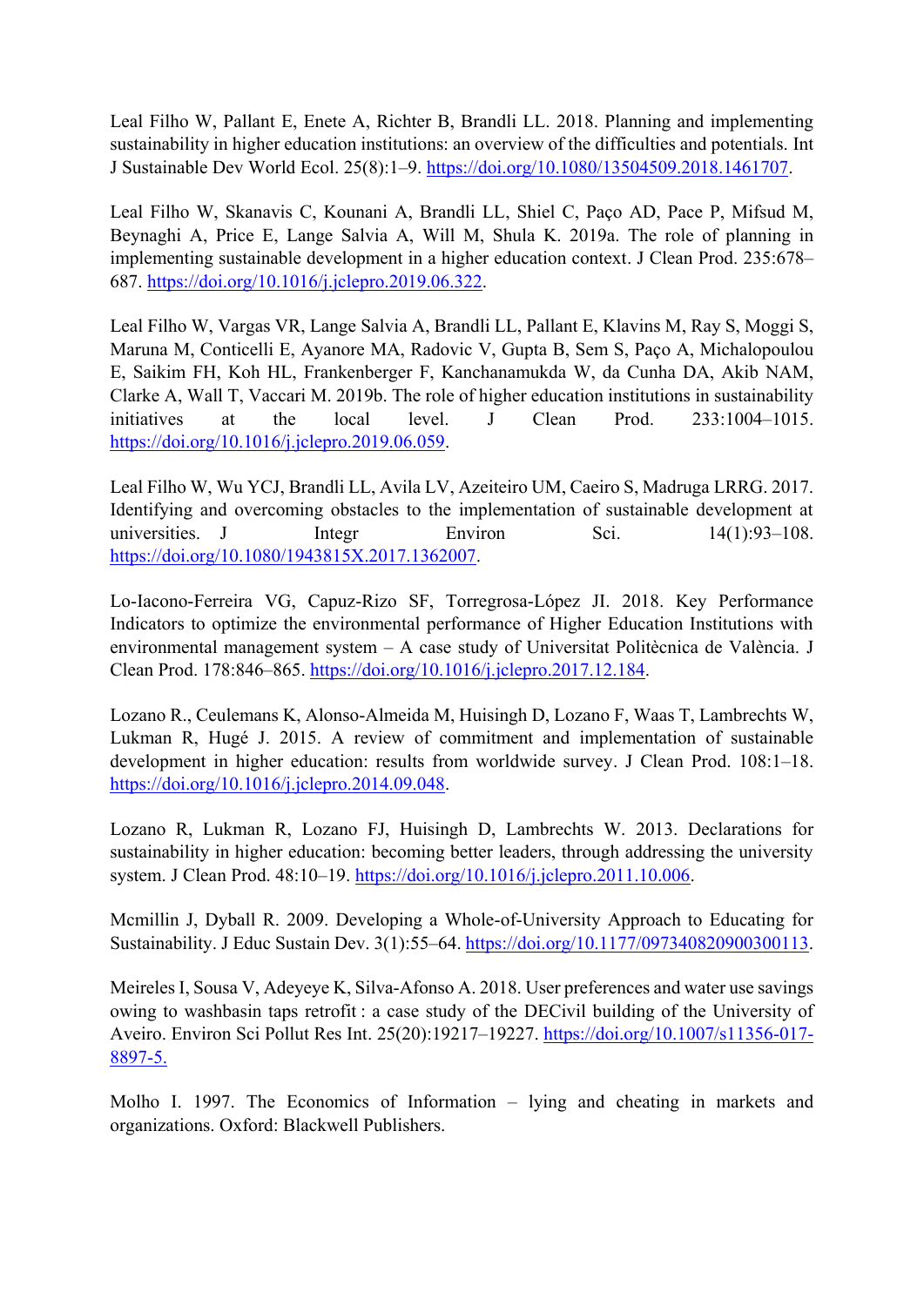Leal Filho W, Pallant E, Enete A, Richter B, Brandli LL. 2018. Planning and implementing sustainability in higher education institutions: an overview of the difficulties and potentials. Int J Sustainable Dev World Ecol. 25(8):1–9. https://doi.org/10.1080/13504509.2018.1461707.

Leal Filho W, Skanavis C, Kounani A, Brandli LL, Shiel C, Paço AD, Pace P, Mifsud M, Beynaghi A, Price E, Lange Salvia A, Will M, Shula K. 2019a. The role of planning in implementing sustainable development in a higher education context. J Clean Prod. 235:678–687. https://doi.org/10.1016/j.jclepro.2019.06.322.

Leal Filho W, Vargas VR, Lange Salvia A, Brandli LL, Pallant E, Klavins M, Ray S, Moggi S, Maruna M, Conticelli E, Ayanore MA, Radovic V, Gupta B, Sem S, Paço A, Michalopoulou E, Saikim FH, Koh HL, Frankenberger F, Kanchanamukda W, da Cunha DA, Akib NAM, Clarke A, Wall T, Vaccari M. 2019b. The role of higher education institutions in sustainability initiatives at the local level. J Clean Prod. 233:1004–1015. https://doi.org/10.1016/j.jclepro.2019.06.059.

Leal Filho W, Wu YCJ, Brandli LL, Avila LV, Azeiteiro UM, Caeiro S, Madruga LRRG. 2017. Identifying and overcoming obstacles to the implementation of sustainable development at universities. J Integr Environ Sci. 14(1):93–108. https://doi.org/10.1080/1943815X.2017.1362007.

Lo-Iacono-Ferreira VG, Capuz-Rizo SF, Torregrosa-López JI. 2018. Key Performance Indicators to optimize the environmental performance of Higher Education Institutions with environmental management system – A case study of Universitat Politècnica de València. J Clean Prod. 178:846–865. https://doi.org/10.1016/j.jclepro.2017.12.184.

Lozano R., Ceulemans K, Alonso-Almeida M, Huisingh D, Lozano F, Waas T, Lambrechts W, Lukman R, Hugé J. 2015. A review of commitment and implementation of sustainable development in higher education: results from worldwide survey. J Clean Prod. 108:1–18. https://doi.org/10.1016/j.jclepro.2014.09.048.

Lozano R, Lukman R, Lozano FJ, Huisingh D, Lambrechts W. 2013. Declarations for sustainability in higher education: becoming better leaders, through addressing the university system. J Clean Prod. 48:10–19. https://doi.org/10.1016/j.jclepro.2011.10.006.

Mcmillin J, Dyball R. 2009. Developing a Whole-of-University Approach to Educating for Sustainability. J Educ Sustain Dev. 3(1):55–64. https://doi.org/10.1177/097340820900300113.

Meireles I, Sousa V, Adeyeye K, Silva-Afonso A. 2018. User preferences and water use savings owing to washbasin taps retrofit : a case study of the DECivil building of the University of Aveiro. Environ Sci Pollut Res Int. 25(20):19217–19227. https://doi.org/10.1007/s11356-017-8897-5.

Molho I. 1997. The Economics of Information – lying and cheating in markets and organizations. Oxford: Blackwell Publishers.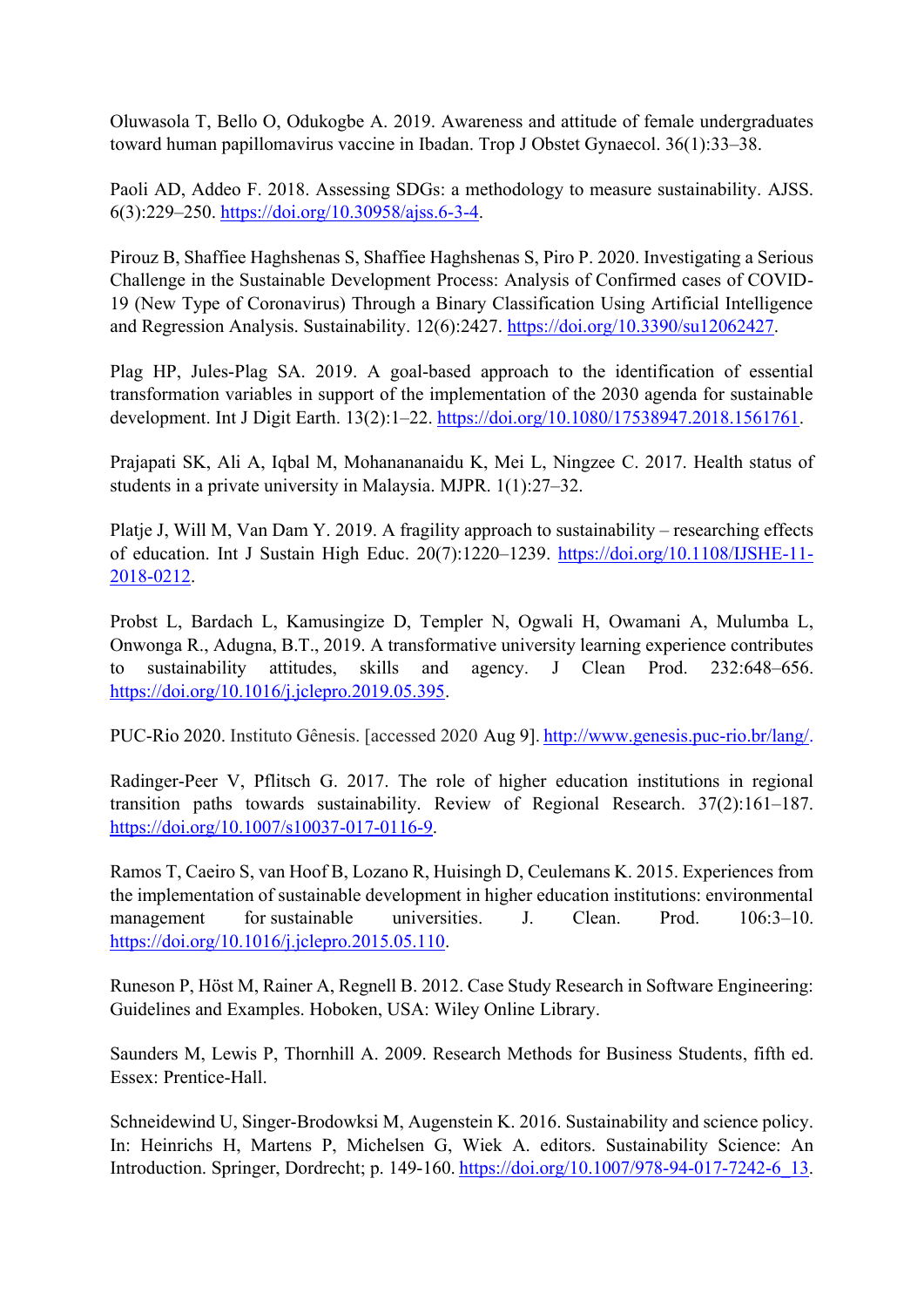Oluwasola T, Bello O, Odukogbe A. 2019. Awareness and attitude of female undergraduates toward human papillomavirus vaccine in Ibadan. Trop J Obstet Gynaecol. 36(1):33–38.

Paoli AD, Addeo F. 2018. Assessing SDGs: a methodology to measure sustainability. AJSS. 6(3):229–250. https://doi.org/10.30958/ajss.6-3-4.

Pirouz B, Shaffiee Haghshenas S, Shaffiee Haghshenas S, Piro P. 2020. Investigating a Serious Challenge in the Sustainable Development Process: Analysis of Confirmed cases of COVID-19 (New Type of Coronavirus) Through a Binary Classification Using Artificial Intelligence and Regression Analysis. Sustainability. 12(6):2427. https://doi.org/10.3390/su12062427.

Plag HP, Jules-Plag SA. 2019. A goal-based approach to the identification of essential transformation variables in support of the implementation of the 2030 agenda for sustainable development. Int J Digit Earth. 13(2):1–22. https://doi.org/10.1080/17538947.2018.1561761.

Prajapati SK, Ali A, Iqbal M, Mohananaidu K, Mei L, Ningzee C. 2017. Health status of students in a private university in Malaysia. MJPR. 1(1):27–32.

Platje J, Will M, Van Dam Y. 2019. A fragility approach to sustainability – researching effects of education. Int J Sustain High Educ. 20(7):1220–1239. https://doi.org/10.1108/IJSHE-11-2018-0212.

Probst L, Bardach L, Kamusingize D, Templer N, Ogwali H, Owamani A, Mulumba L, Onwonga R., Adugna, B.T., 2019. A transformative university learning experience contributes to sustainability attitudes, skills and agency. J Clean Prod. 232:648–656. https://doi.org/10.1016/j.jclepro.2019.05.395.

PUC-Rio 2020. Instituto Gênesis. [accessed 2020 Aug 9]. http://www.genesis.puc-rio.br/lang/.

Radinger-Peer V, Pflitsch G. 2017. The role of higher education institutions in regional transition paths towards sustainability. Review of Regional Research. 37(2):161–187. https://doi.org/10.1007/s10037-017-0116-9.

Ramos T, Caeiro S, van Hoof B, Lozano R, Huisingh D, Ceulemans K. 2015. Experiences from the implementation of sustainable development in higher education institutions: environmental management for sustainable universities. J. Clean. Prod. 106:3–10. https://doi.org/10.1016/j.jclepro.2015.05.110.

Runeson P, Höst M, Rainer A, Regnell B. 2012. Case Study Research in Software Engineering: Guidelines and Examples. Hoboken, USA: Wiley Online Library.

Saunders M, Lewis P, Thornhill A. 2009. Research Methods for Business Students, fifth ed. Essex: Prentice-Hall.

Schneidewind U, Singer-Brodowksi M, Augenstein K. 2016. Sustainability and science policy. In: Heinrichs H, Martens P, Michelsen G, Wiek A. editors. Sustainability Science: An Introduction. Springer, Dordrecht; p. 149-160. https://doi.org/10.1007/978-94-017-7242-6_13.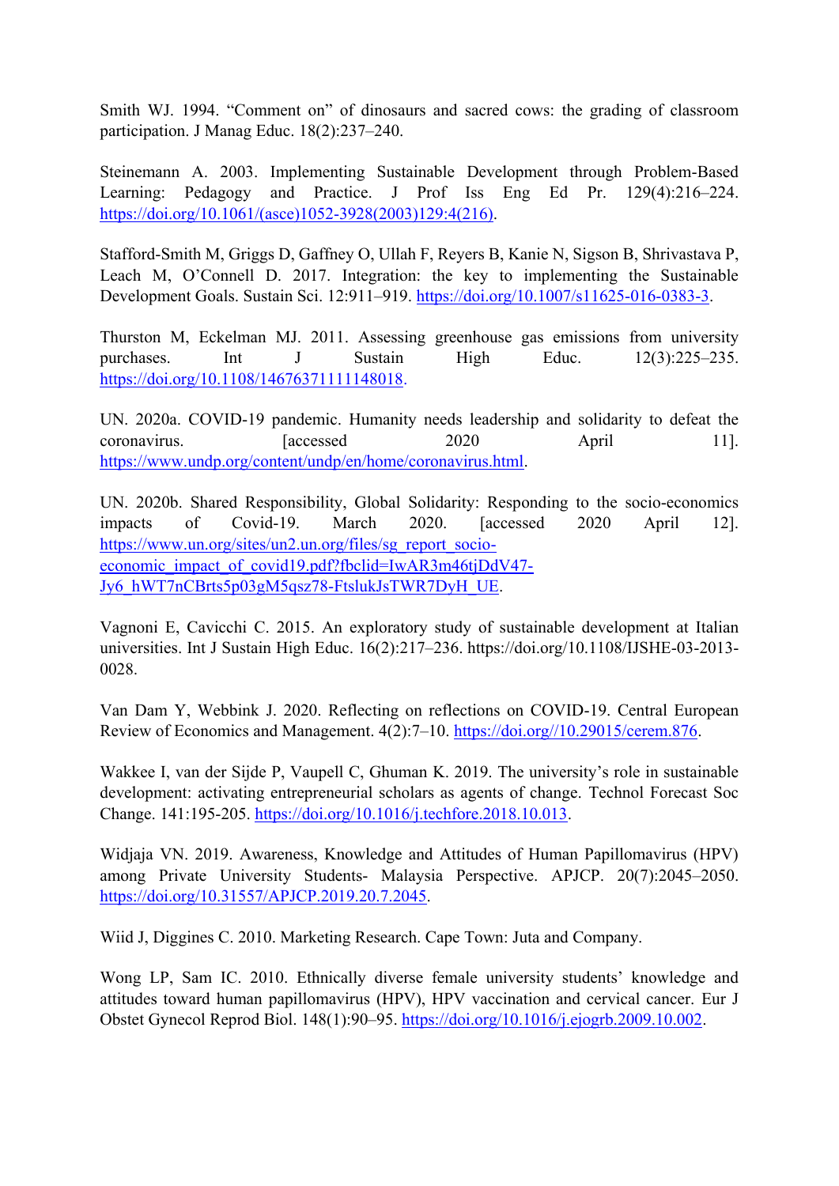Smith WJ. 1994. “Comment on” of dinosaurs and sacred cows: the grading of classroom participation. J Manag Educ. 18(2):237–240.

Steinemann A. 2003. Implementing Sustainable Development through Problem-Based Learning: Pedagogy and Practice. J Prof Iss Eng Ed Pr. 129(4):216–224. https://doi.org/10.1061/(asce)1052-3928(2003)129:4(216).

Stafford-Smith M, Griggs D, Gaffney O, Ullah F, Reyers B, Kanie N, Sigson B, Shrivastava P, Leach M, O’Connell D. 2017. Integration: the key to implementing the Sustainable Development Goals. Sustain Sci. 12:911–919. https://doi.org/10.1007/s11625-016-0383-3.

Thurston M, Eckelman MJ. 2011. Assessing greenhouse gas emissions from university purchases. Int J Sustain High Educ. 12(3):225–235. https://doi.org/10.1108/14676371111148018.

UN. 2020a. COVID-19 pandemic. Humanity needs leadership and solidarity to defeat the coronavirus. [accessed 2020 April 11]. https://www.undp.org/content/undp/en/home/coronavirus.html.

UN. 2020b. Shared Responsibility, Global Solidarity: Responding to the socio-economics impacts of Covid-19. March 2020. [accessed 2020 April 12]. https://www.un.org/sites/un2.un.org/files/sg_report_socio-economic_impact_of_covid19.pdf?fbclid=IwAR3m46tjDdV47-Jy6_hWT7nCBrts5p03gM5qsz78-FtslukJsTWR7DyH_UE.

Vagnoni E, Cavicchi C. 2015. An exploratory study of sustainable development at Italian universities. Int J Sustain High Educ. 16(2):217–236. https://doi.org/10.1108/IJSHE-03-2013-0028.

Van Dam Y, Webbink J. 2020. Reflecting on reflections on COVID-19. Central European Review of Economics and Management. 4(2):7–10. https://doi.org//10.29015/cerem.876.

Wakkee I, van der Sijde P, Vaupell C, Ghuman K. 2019. The university’s role in sustainable development: activating entrepreneurial scholars as agents of change. Technol Forecast Soc Change. 141:195-205. https://doi.org/10.1016/j.techfore.2018.10.013.

Widjaja VN. 2019. Awareness, Knowledge and Attitudes of Human Papillomavirus (HPV) among Private University Students- Malaysia Perspective. APJCP. 20(7):2045–2050. https://doi.org/10.31557/APJCP.2019.20.7.2045.

Wiid J, Diggines C. 2010. Marketing Research. Cape Town: Juta and Company.

Wong LP, Sam IC. 2010. Ethnically diverse female university students’ knowledge and attitudes toward human papillomavirus (HPV), HPV vaccination and cervical cancer. Eur J Obstet Gynecol Reprod Biol. 148(1):90–95. https://doi.org/10.1016/j.ejogrb.2009.10.002.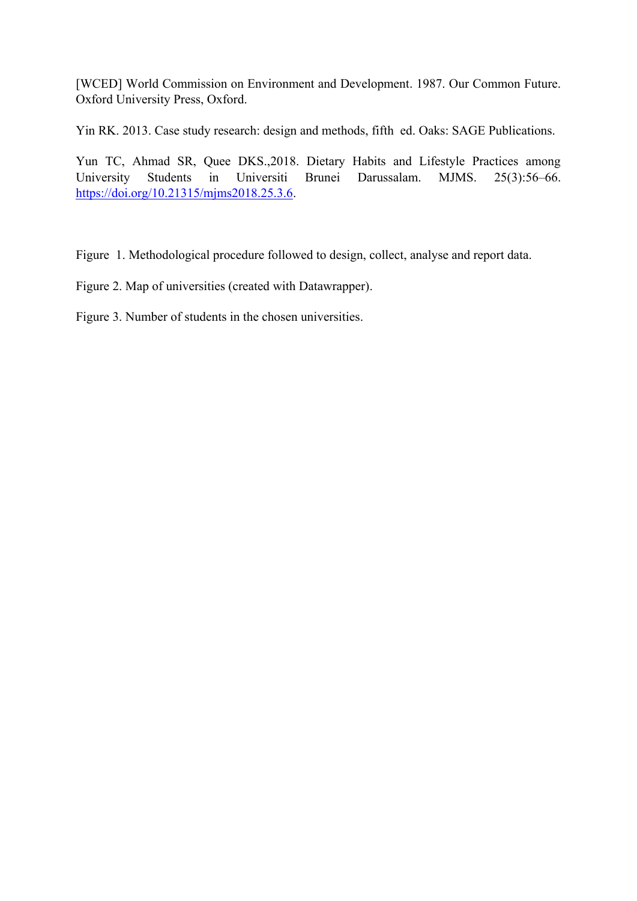[WCED] World Commission on Environment and Development. 1987. Our Common Future. Oxford University Press, Oxford.

Yin RK. 2013. Case study research: design and methods, fifth ed. Oaks: SAGE Publications.

Yun TC, Ahmad SR, Quee DKS.,2018. Dietary Habits and Lifestyle Practices among University Students in Universiti Brunei Darussalam. MJMS. 25(3):56–66. https://doi.org/10.21315/mjms2018.25.3.6.

Figure 1. Methodological procedure followed to design, collect, analyse and report data.

Figure 2. Map of universities (created with Datawrapper).

Figure 3. Number of students in the chosen universities.